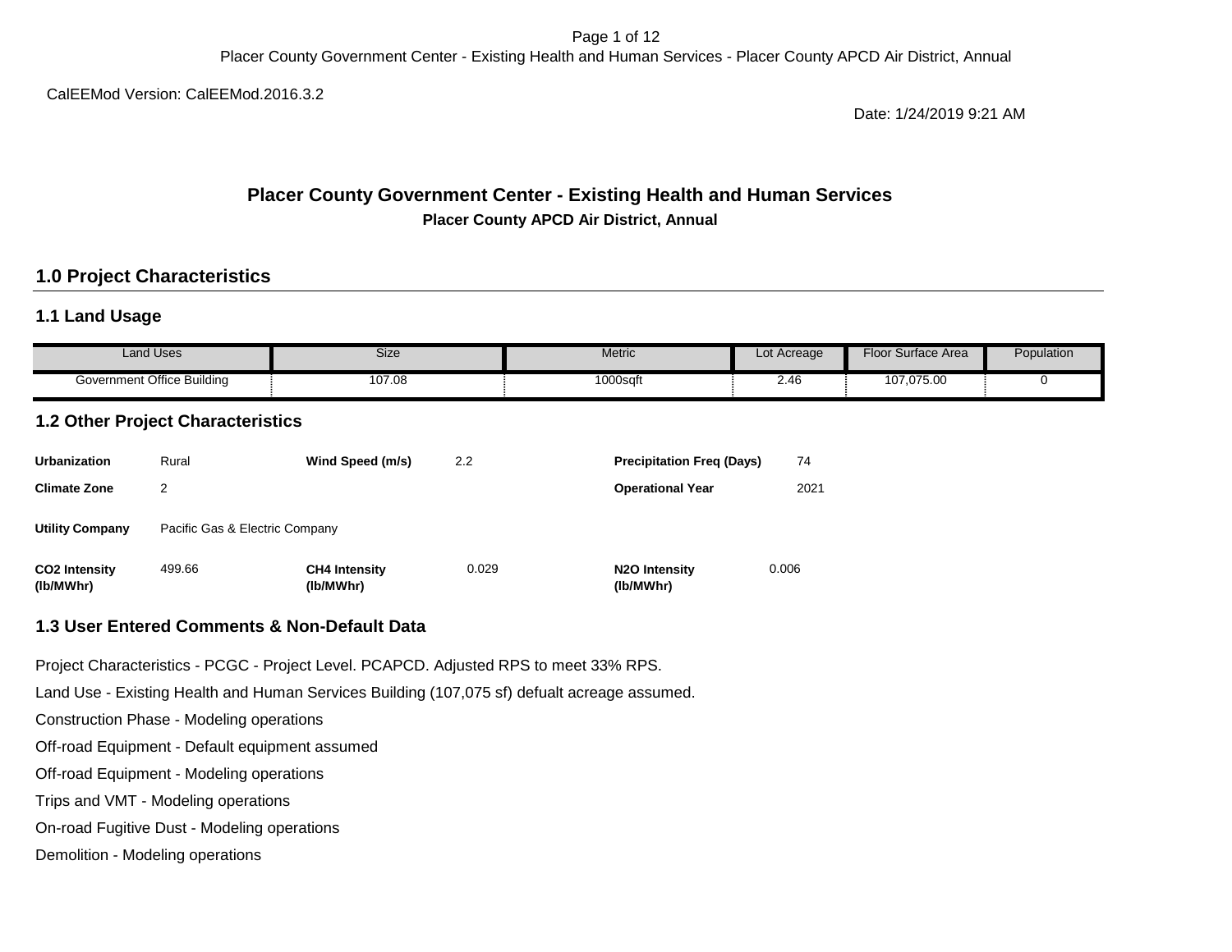CalEEMod Version: CalEEMod.2016.3.2

Date: 1/24/2019 9:21 AM

# Placer County Government Center - Existing Health and Human Services

**Placer County APCD Air District, Annual**

## 1.0 Project Characteristics

### 1.1 Land Usage

| Land Uses | Size | Metric | Lot Acreage | Floor Surface Area | Population |
|---|---|---|---|---|---|
| Government Office Building | 107.08 | 1000sqft | 2.46 | 107,075.00 | 0 |

### 1.2 Other Project Characteristics

| | | | | | |
|---|---|---|---|---|---|
| **Urbanization** | Rural | **Wind Speed (m/s)** | 2.2 | **Precipitation Freq (Days)** | 74 |
| **Climate Zone** | 2 | | | **Operational Year** | 2021 |
| **Utility Company** | Pacific Gas & Electric Company | | | | |
| **$CO_2$ Intensity (lb/MWhr)** | 499.66 | **$CH_4$ Intensity (lb/MWhr)** | 0.029 | **$N_2O$ Intensity (lb/MWhr)** | 0.006 |

### 1.3 User Entered Comments & Non-Default Data

Project Characteristics - PCGC - Project Level. PCAPCD. Adjusted RPS to meet 33% RPS.

Land Use - Existing Health and Human Services Building (107,075 sf) defualt acreage assumed.

Construction Phase - Modeling operations

Off-road Equipment - Default equipment assumed

Off-road Equipment - Modeling operations

Trips and VMT - Modeling operations

On-road Fugitive Dust - Modeling operations

Demolition - Modeling operations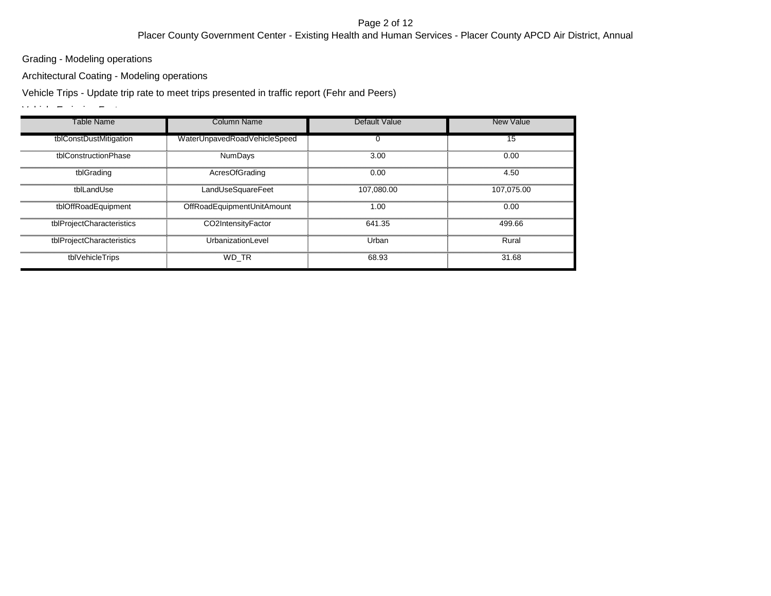Grading - Modeling operations

Architectural Coating - Modeling operations

Vehicle Trips - Update trip rate to meet trips presented in traffic report (Fehr and Peers)

Vehicle Emission Factors -

| Table Name | Column Name | Default Value | New Value |
|---|---|---|---|
| tblConstDustMitigation | WaterUnpavedRoadVehicleSpeed | 0 | 15 |
| tblConstructionPhase | NumDays | 3.00 | 0.00 |
| tblGrading | AcresOfGrading | 0.00 | 4.50 |
| tblLandUse | LandUseSquareFeet | 107,080.00 | 107,075.00 |
| tblOffRoadEquipment | OffRoadEquipmentUnitAmount | 1.00 | 0.00 |
| tblProjectCharacteristics | CO2IntensityFactor | 641.35 | 499.66 |
| tblProjectCharacteristics | UrbanizationLevel | Urban | Rural |
| tblVehicleTrips | WD_TR | 68.93 | 31.68 |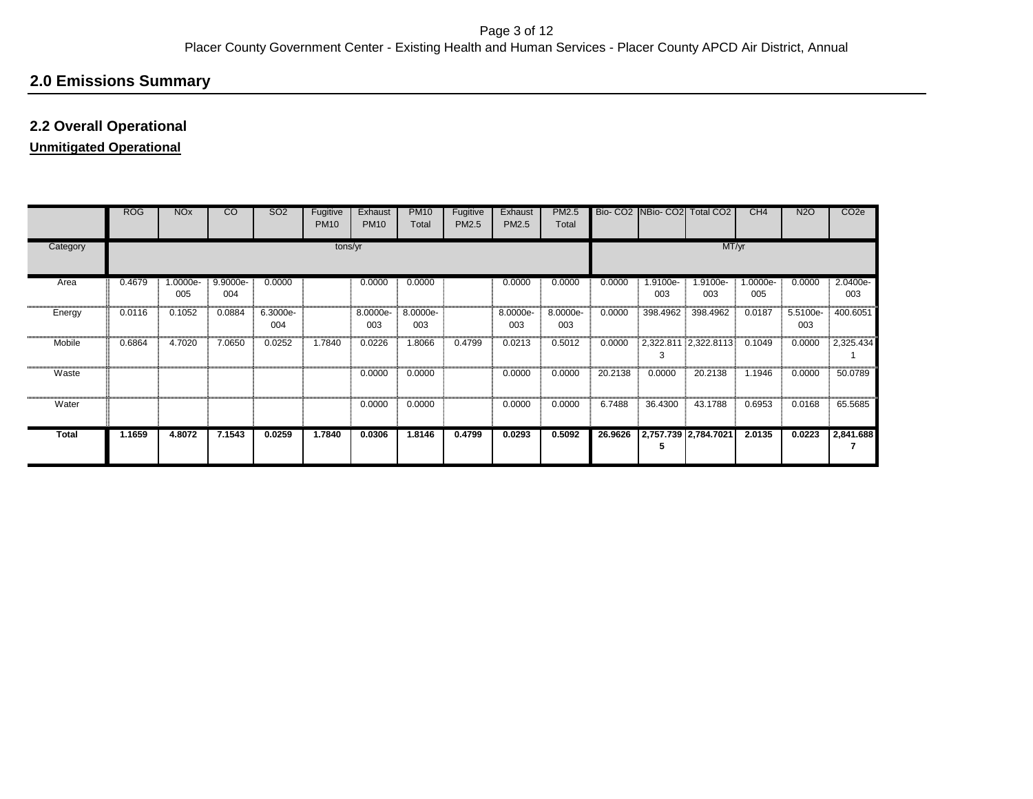## 2.0 Emissions Summary

### 2.2 Overall Operational

**Unmitigated Operational**

| | ROG | NOx | CO | SO2 | Fugitive PM10 | Exhaust PM10 | PM10 Total | Fugitive PM2.5 | Exhaust PM2.5 | PM2.5 Total | Bio- CO2 | NBio- CO2 | Total CO2 | CH4 | N2O | CO2e |
|---|---|---|---|---|---|---|---|---|---|---|---|---|---|---|---|---|
| Category | tons/yr | | | | | | | | | | MT/yr | | | | | |
| Area | 0.4679 | 1.0000e-005 | 9.9000e-004 | 0.0000 | | 0.0000 | 0.0000 | | 0.0000 | 0.0000 | 0.0000 | 1.9100e-003 | 1.9100e-003 | 1.0000e-005 | 0.0000 | 2.0400e-003 |
| Energy | 0.0116 | 0.1052 | 0.0884 | 6.3000e-004 | | 8.0000e-003 | 8.0000e-003 | | 8.0000e-003 | 8.0000e-003 | 0.0000 | 398.4962 | 398.4962 | 0.0187 | 5.5100e-003 | 400.6051 |
| Mobile | 0.6864 | 4.7020 | 7.0650 | 0.0252 | 1.7840 | 0.0226 | 1.8066 | 0.4799 | 0.0213 | 0.5012 | 0.0000 | 2,322.8113 | 2,322.8113 | 0.1049 | 0.0000 | 2,325.4341 |
| Waste | | | | | | 0.0000 | 0.0000 | | 0.0000 | 0.0000 | 20.2138 | 0.0000 | 20.2138 | 1.1946 | 0.0000 | 50.0789 |
| Water | | | | | | 0.0000 | 0.0000 | | 0.0000 | 0.0000 | 6.7488 | 36.4300 | 43.1788 | 0.6953 | 0.0168 | 65.5685 |
| **Total** | **1.1659** | **4.8072** | **7.1543** | **0.0259** | **1.7840** | **0.0306** | **1.8146** | **0.4799** | **0.0293** | **0.5092** | **26.9626** | **2,757.7395** | **2,784.7021** | **2.0135** | **0.0223** | **2,841.6887** |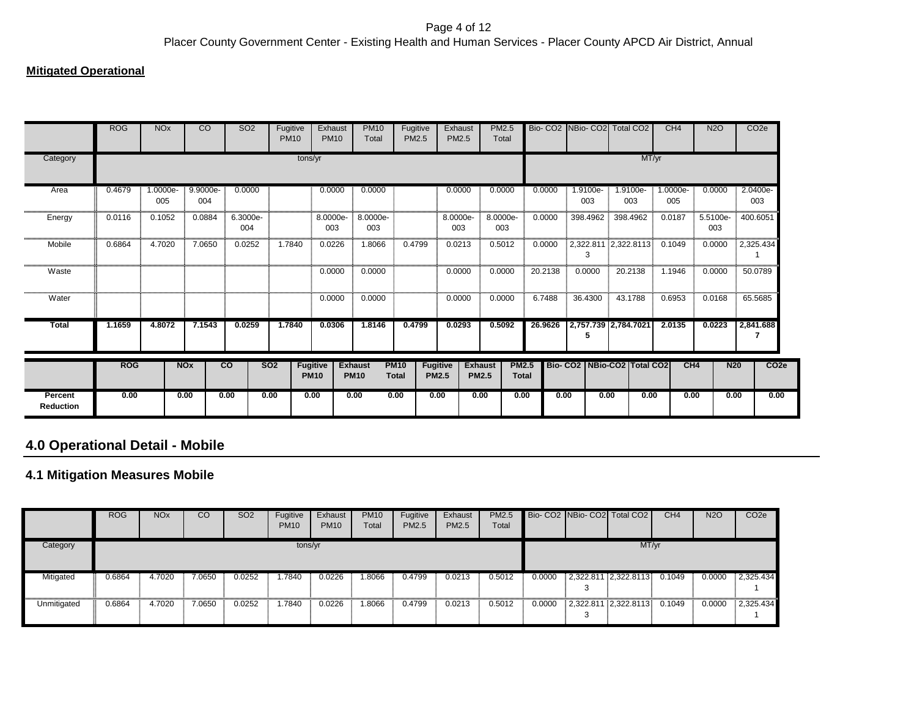## Mitigated Operational

| | ROG | NOx | CO | SO2 | Fugitive PM10 | Exhaust PM10 | PM10 Total | Fugitive PM2.5 | Exhaust PM2.5 | PM2.5 Total | Bio- CO2 | NBio- CO2 | Total CO2 | CH4 | N2O | CO2e |
|---|---|---|---|---|---|---|---|---|---|---|---|---|---|---|---|---|
| Category | tons/yr | | | | | | | | | | MT/yr | | | | | |
| Area | 0.4679 | 1.0000e-005 | 9.9000e-004 | 0.0000 | | 0.0000 | 0.0000 | | 0.0000 | 0.0000 | 0.0000 | 1.9100e-003 | 1.9100e-003 | 1.0000e-005 | 0.0000 | 2.0400e-003 |
| Energy | 0.0116 | 0.1052 | 0.0884 | 6.3000e-004 | | 8.0000e-003 | 8.0000e-003 | | 8.0000e-003 | 8.0000e-003 | 0.0000 | 398.4962 | 398.4962 | 0.0187 | 5.5100e-003 | 400.6051 |
| Mobile | 0.6864 | 4.7020 | 7.0650 | 0.0252 | 1.7840 | 0.0226 | 1.8066 | 0.4799 | 0.0213 | 0.5012 | 0.0000 | 2,322.8113 | 2,322.8113 | 0.1049 | 0.0000 | 2,325.4341 |
| Waste | | | | | | 0.0000 | 0.0000 | | 0.0000 | 0.0000 | 20.2138 | 0.0000 | 20.2138 | 1.1946 | 0.0000 | 50.0789 |
| Water | | | | | | 0.0000 | 0.0000 | | 0.0000 | 0.0000 | 6.7488 | 36.4300 | 43.1788 | 0.6953 | 0.0168 | 65.5685 |
| **Total** | **1.1659** | **4.8072** | **7.1543** | **0.0259** | **1.7840** | **0.0306** | **1.8146** | **0.4799** | **0.0293** | **0.5092** | **26.9626** | **2,757.7395** | **2,784.7021** | **2.0135** | **0.0223** | **2,841.6887** |

| | ROG | NOx | CO | SO2 | Fugitive PM10 | Exhaust PM10 | PM10 Total | Fugitive PM2.5 | Exhaust PM2.5 | PM2.5 Total | Bio- CO2 | NBio-CO2 | Total CO2 | CH4 | N20 | CO2e |
|---|---|---|---|---|---|---|---|---|---|---|---|---|---|---|---|---|
| **Percent Reduction** | 0.00 | 0.00 | 0.00 | 0.00 | 0.00 | 0.00 | 0.00 | 0.00 | 0.00 | 0.00 | 0.00 | 0.00 | 0.00 | 0.00 | 0.00 | 0.00 |

## 4.0 Operational Detail - Mobile

### 4.1 Mitigation Measures Mobile

| | ROG | NOx | CO | SO2 | Fugitive PM10 | Exhaust PM10 | PM10 Total | Fugitive PM2.5 | Exhaust PM2.5 | PM2.5 Total | Bio- CO2 | NBio- CO2 | Total CO2 | CH4 | N2O | CO2e |
|---|---|---|---|---|---|---|---|---|---|---|---|---|---|---|---|---|
| Category | tons/yr | | | | | | | | | | MT/yr | | | | | |
| Mitigated | 0.6864 | 4.7020 | 7.0650 | 0.0252 | 1.7840 | 0.0226 | 1.8066 | 0.4799 | 0.0213 | 0.5012 | 0.0000 | 2,322.8113 | 2,322.8113 | 0.1049 | 0.0000 | 2,325.4341 |
| Unmitigated | 0.6864 | 4.7020 | 7.0650 | 0.0252 | 1.7840 | 0.0226 | 1.8066 | 0.4799 | 0.0213 | 0.5012 | 0.0000 | 2,322.8113 | 2,322.8113 | 0.1049 | 0.0000 | 2,325.4341 |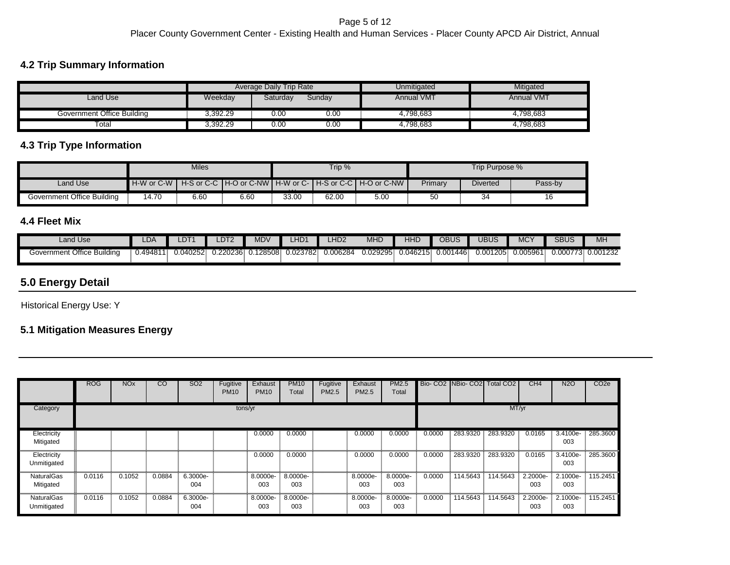## 4.2 Trip Summary Information

| | Average Daily Trip Rate | | | Unmitigated | Mitigated |
|---|---|---|---|---|---|
| Land Use | Weekday | Saturday | Sunday | Annual VMT | Annual VMT |
| Government Office Building | 3,392.29 | 0.00 | 0.00 | 4,798,683 | 4,798,683 |
| Total | 3,392.29 | 0.00 | 0.00 | 4,798,683 | 4,798,683 |

## 4.3 Trip Type Information

| | Miles | | | Trip % | | | Trip Purpose % | | |
|---|---|---|---|---|---|---|---|---|---|
| Land Use | H-W or C-W | H-S or C-C | H-O or C-NW | H-W or C-W | H-S or C-C | H-O or C-NW | Primary | Diverted | Pass-by |
| Government Office Building | 14.70 | 6.60 | 6.60 | 33.00 | 62.00 | 5.00 | 50 | 34 | 16 |

## 4.4 Fleet Mix

| Land Use | LDA | LDT1 | LDT2 | MDV | LHD1 | LHD2 | MHD | HHD | OBUS | UBUS | MCY | SBUS | MH |
|---|---|---|---|---|---|---|---|---|---|---|---|---|---|
| Government Office Building | 0.494811 | 0.040252 | 0.220236 | 0.128508 | 0.023782 | 0.006284 | 0.029295 | 0.046215 | 0.001446 | 0.001205 | 0.005961 | 0.000773 | 0.001232 |

# 5.0 Energy Detail

Historical Energy Use: Y

## 5.1 Mitigation Measures Energy

| | ROG | NOx | CO | SO2 | Fugitive PM10 | Exhaust PM10 | PM10 Total | Fugitive PM2.5 | Exhaust PM2.5 | PM2.5 Total | Bio- CO2 | NBio- CO2 | Total CO2 | CH4 | N2O | CO2e |
|---|---|---|---|---|---|---|---|---|---|---|---|---|---|---|---|---|
| Category | tons/yr | | | | | | | | | | MT/yr | | | | | |
| Electricity Mitigated | | | | | | 0.0000 | 0.0000 | | 0.0000 | 0.0000 | 0.0000 | 283.9320 | 283.9320 | 0.0165 | 3.4100e-003 | 285.3600 |
| Electricity Unmitigated | | | | | | 0.0000 | 0.0000 | | 0.0000 | 0.0000 | 0.0000 | 283.9320 | 283.9320 | 0.0165 | 3.4100e-003 | 285.3600 |
| NaturalGas Mitigated | 0.0116 | 0.1052 | 0.0884 | 6.3000e-004 | | 8.0000e-003 | 8.0000e-003 | | 8.0000e-003 | 8.0000e-003 | 0.0000 | 114.5643 | 114.5643 | 2.2000e-003 | 2.1000e-003 | 115.2451 |
| NaturalGas Unmitigated | 0.0116 | 0.1052 | 0.0884 | 6.3000e-004 | | 8.0000e-003 | 8.0000e-003 | | 8.0000e-003 | 8.0000e-003 | 0.0000 | 114.5643 | 114.5643 | 2.2000e-003 | 2.1000e-003 | 115.2451 |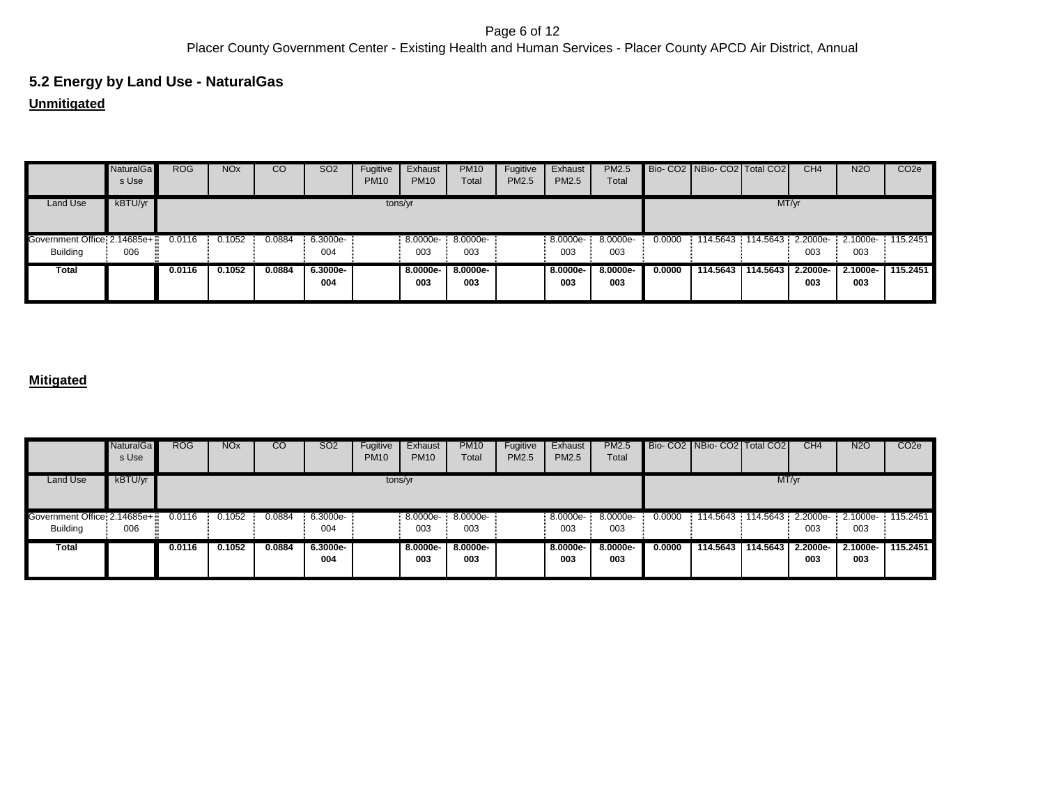## 5.2 Energy by Land Use - NaturalGas

**Unmitigated**

| | NaturalGas Use | ROG | NOx | CO | SO2 | Fugitive PM10 | Exhaust PM10 | PM10 Total | Fugitive PM2.5 | Exhaust PM2.5 | PM2.5 Total | Bio- CO2 | NBio- CO2 | Total CO2 | CH4 | N2O | CO2e |
|---|---|---|---|---|---|---|---|---|---|---|---|---|---|---|---|---|---|
| Land Use | kBTU/yr | tons/yr | | | | | | | | | | MT/yr | | | | | |
| Government Office Building | 2.14685e+006 | 0.0116 | 0.1052 | 0.0884 | 6.3000e-004 | | 8.0000e-003 | 8.0000e-003 | | 8.0000e-003 | 8.0000e-003 | 0.0000 | 114.5643 | 114.5643 | 2.2000e-003 | 2.1000e-003 | 115.2451 |
| **Total** | | **0.0116** | **0.1052** | **0.0884** | **6.3000e-004** | | **8.0000e-003** | **8.0000e-003** | | **8.0000e-003** | **8.0000e-003** | **0.0000** | **114.5643** | **114.5643** | **2.2000e-003** | **2.1000e-003** | **115.2451** |

**Mitigated**

| | NaturalGas Use | ROG | NOx | CO | SO2 | Fugitive PM10 | Exhaust PM10 | PM10 Total | Fugitive PM2.5 | Exhaust PM2.5 | PM2.5 Total | Bio- CO2 | NBio- CO2 | Total CO2 | CH4 | N2O | CO2e |
|---|---|---|---|---|---|---|---|---|---|---|---|---|---|---|---|---|---|
| Land Use | kBTU/yr | tons/yr | | | | | | | | | | MT/yr | | | | | |
| Government Office Building | 2.14685e+006 | 0.0116 | 0.1052 | 0.0884 | 6.3000e-004 | | 8.0000e-003 | 8.0000e-003 | | 8.0000e-003 | 8.0000e-003 | 0.0000 | 114.5643 | 114.5643 | 2.2000e-003 | 2.1000e-003 | 115.2451 |
| **Total** | | **0.0116** | **0.1052** | **0.0884** | **6.3000e-004** | | **8.0000e-003** | **8.0000e-003** | | **8.0000e-003** | **8.0000e-003** | **0.0000** | **114.5643** | **114.5643** | **2.2000e-003** | **2.1000e-003** | **115.2451** |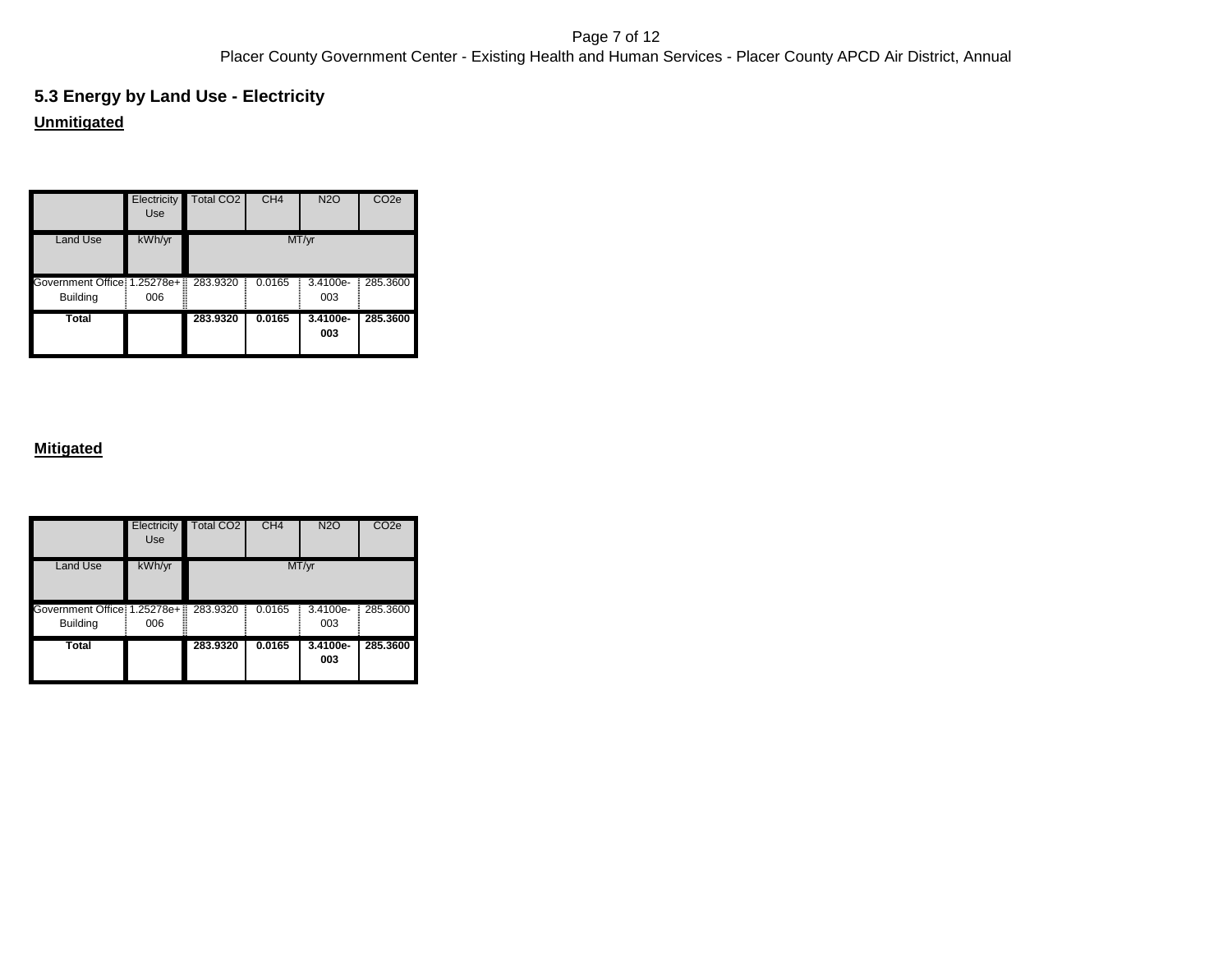### 5.3 Energy by Land Use - Electricity

**Unmitigated**

| | Electricity Use | Total $CO_2$ | $CH_4$ | $N_2O$ | $CO_2e$ |
|---|---|---|---|---|---|
| Land Use | kWh/yr | MT/yr | | | |
| Government Office Building | 1.25278e+006 | 283.9320 | 0.0165 | 3.4100e-003 | 285.3600 |
| **Total** | | **283.9320** | **0.0165** | **3.4100e-003** | **285.3600** |

**Mitigated**

| | Electricity Use | Total $CO_2$ | $CH_4$ | $N_2O$ | $CO_2e$ |
|---|---|---|---|---|---|
| Land Use | kWh/yr | MT/yr | | | |
| Government Office Building | 1.25278e+006 | 283.9320 | 0.0165 | 3.4100e-003 | 285.3600 |
| **Total** | | **283.9320** | **0.0165** | **3.4100e-003** | **285.3600** |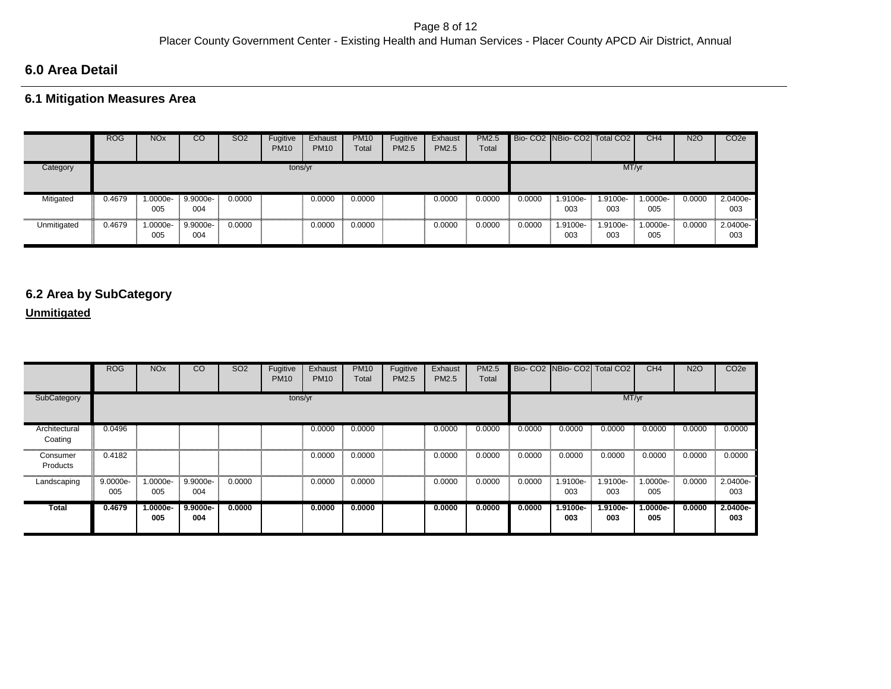## 6.0 Area Detail

### 6.1 Mitigation Measures Area

| | ROG | NOx | CO | SO2 | Fugitive PM10 | Exhaust PM10 | PM10 Total | Fugitive PM2.5 | Exhaust PM2.5 | PM2.5 Total | Bio- CO2 | NBio- CO2 | Total CO2 | CH4 | N2O | CO2e |
|---|---|---|---|---|---|---|---|---|---|---|---|---|---|---|---|---|
| Category | tons/yr | | | | | | | | | | MT/yr | | | | | |
| Mitigated | 0.4679 | 1.0000e-005 | 9.9000e-004 | 0.0000 | | 0.0000 | 0.0000 | | 0.0000 | 0.0000 | 0.0000 | 1.9100e-003 | 1.9100e-003 | 1.0000e-005 | 0.0000 | 2.0400e-003 |
| Unmitigated | 0.4679 | 1.0000e-005 | 9.9000e-004 | 0.0000 | | 0.0000 | 0.0000 | | 0.0000 | 0.0000 | 0.0000 | 1.9100e-003 | 1.9100e-003 | 1.0000e-005 | 0.0000 | 2.0400e-003 |

### 6.2 Area by SubCategory

**Unmitigated**

| | ROG | NOx | CO | SO2 | Fugitive PM10 | Exhaust PM10 | PM10 Total | Fugitive PM2.5 | Exhaust PM2.5 | PM2.5 Total | Bio- CO2 | NBio- CO2 | Total CO2 | CH4 | N2O | CO2e |
|---|---|---|---|---|---|---|---|---|---|---|---|---|---|---|---|---|
| SubCategory | tons/yr | | | | | | | | | | MT/yr | | | | | |
| Architectural Coating | 0.0496 | | | | | 0.0000 | 0.0000 | | 0.0000 | 0.0000 | 0.0000 | 0.0000 | 0.0000 | 0.0000 | 0.0000 | 0.0000 |
| Consumer Products | 0.4182 | | | | | 0.0000 | 0.0000 | | 0.0000 | 0.0000 | 0.0000 | 0.0000 | 0.0000 | 0.0000 | 0.0000 | 0.0000 |
| Landscaping | 9.0000e-005 | 1.0000e-005 | 9.9000e-004 | 0.0000 | | 0.0000 | 0.0000 | | 0.0000 | 0.0000 | 0.0000 | 1.9100e-003 | 1.9100e-003 | 1.0000e-005 | 0.0000 | 2.0400e-003 |
| **Total** | **0.4679** | **1.0000e-005** | **9.9000e-004** | **0.0000** | | **0.0000** | **0.0000** | | **0.0000** | **0.0000** | **0.0000** | **1.9100e-003** | **1.9100e-003** | **1.0000e-005** | **0.0000** | **2.0400e-003** |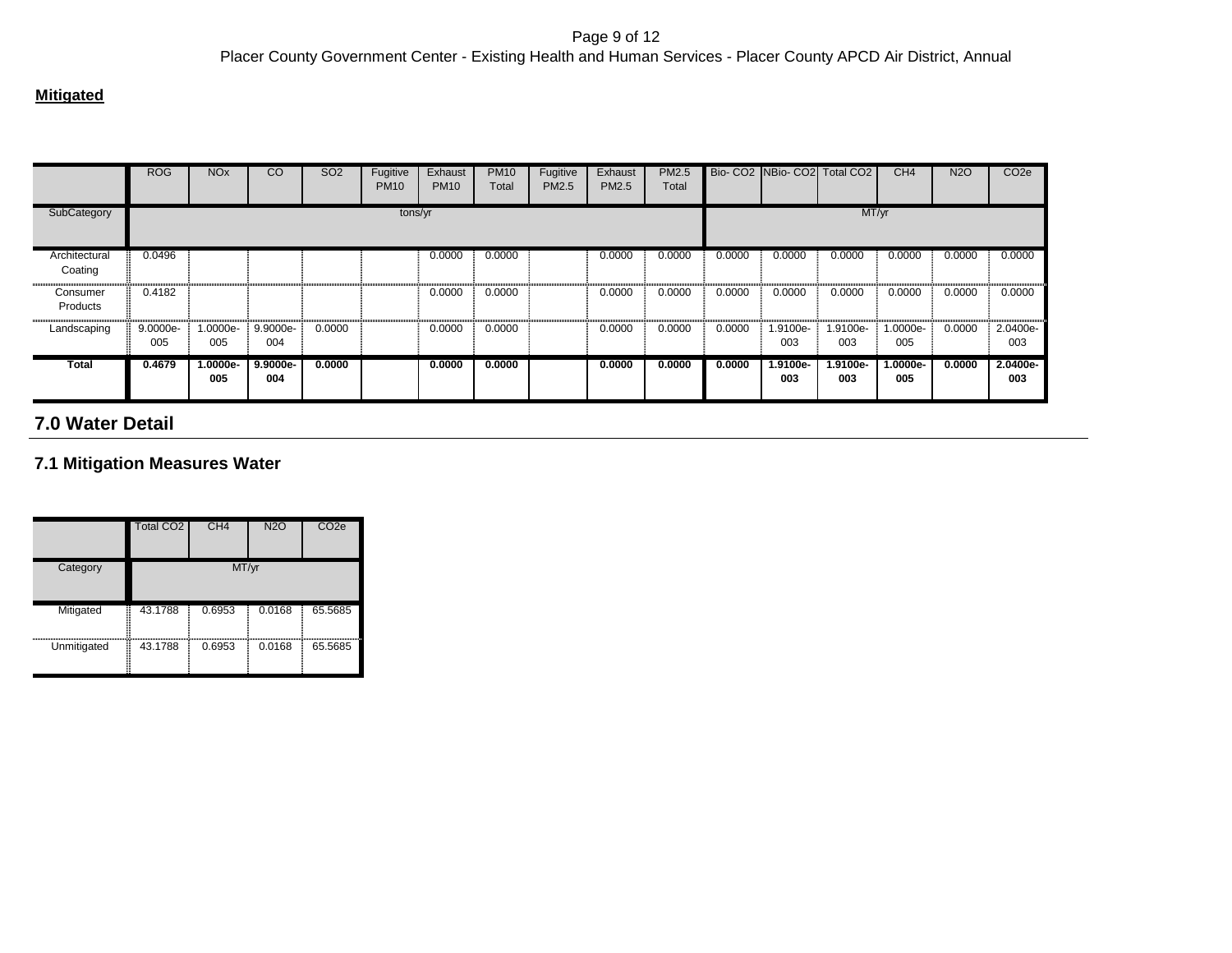**Mitigated**

| | ROG | NOx | CO | SO2 | Fugitive PM10 | Exhaust PM10 | PM10 Total | Fugitive PM2.5 | Exhaust PM2.5 | PM2.5 Total | Bio- CO2 | NBio- CO2 | Total CO2 | CH4 | N2O | CO2e |
|---|---|---|---|---|---|---|---|---|---|---|---|---|---|---|---|---|
| SubCategory | tons/yr | | | | | | | | | | MT/yr | | | | | |
| Architectural Coating | 0.0496 | | | | | 0.0000 | 0.0000 | | 0.0000 | 0.0000 | 0.0000 | 0.0000 | 0.0000 | 0.0000 | 0.0000 | 0.0000 |
| Consumer Products | 0.4182 | | | | | 0.0000 | 0.0000 | | 0.0000 | 0.0000 | 0.0000 | 0.0000 | 0.0000 | 0.0000 | 0.0000 | 0.0000 |
| Landscaping | 9.0000e-005 | 1.0000e-005 | 9.9000e-004 | 0.0000 | | 0.0000 | 0.0000 | | 0.0000 | 0.0000 | 0.0000 | 1.9100e-003 | 1.9100e-003 | 1.0000e-005 | 0.0000 | 2.0400e-003 |
| **Total** | **0.4679** | **1.0000e-005** | **9.9000e-004** | **0.0000** | | **0.0000** | **0.0000** | | **0.0000** | **0.0000** | **0.0000** | **1.9100e-003** | **1.9100e-003** | **1.0000e-005** | **0.0000** | **2.0400e-003** |

## 7.0 Water Detail

### 7.1 Mitigation Measures Water

| | Total CO2 | CH4 | N2O | CO2e |
|---|---|---|---|---|
| Category | MT/yr | | | |
| Mitigated | 43.1788 | 0.6953 | 0.0168 | 65.5685 |
| Unmitigated | 43.1788 | 0.6953 | 0.0168 | 65.5685 |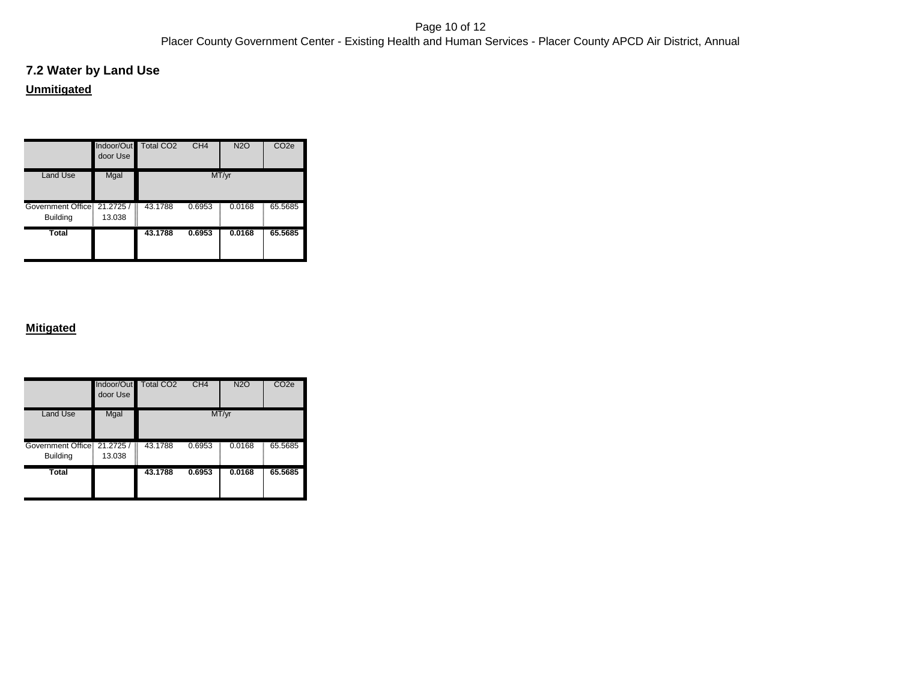## 7.2 Water by Land Use

**Unmitigated**

| | Indoor/Outdoor Use | Total $CO_2$ | $CH_4$ | $N_2O$ | $CO_2e$ |
|---|---|---|---|---|---|
| Land Use | Mgal | MT/yr | | | |
| Government Office Building | 21.2725 / 13.038 | 43.1788 | 0.6953 | 0.0168 | 65.5685 |
| **Total** | | **43.1788** | **0.6953** | **0.0168** | **65.5685** |

**Mitigated**

| | Indoor/Outdoor Use | Total $CO_2$ | $CH_4$ | $N_2O$ | $CO_2e$ |
|---|---|---|---|---|---|
| Land Use | Mgal | MT/yr | | | |
| Government Office Building | 21.2725 / 13.038 | 43.1788 | 0.6953 | 0.0168 | 65.5685 |
| **Total** | | **43.1788** | **0.6953** | **0.0168** | **65.5685** |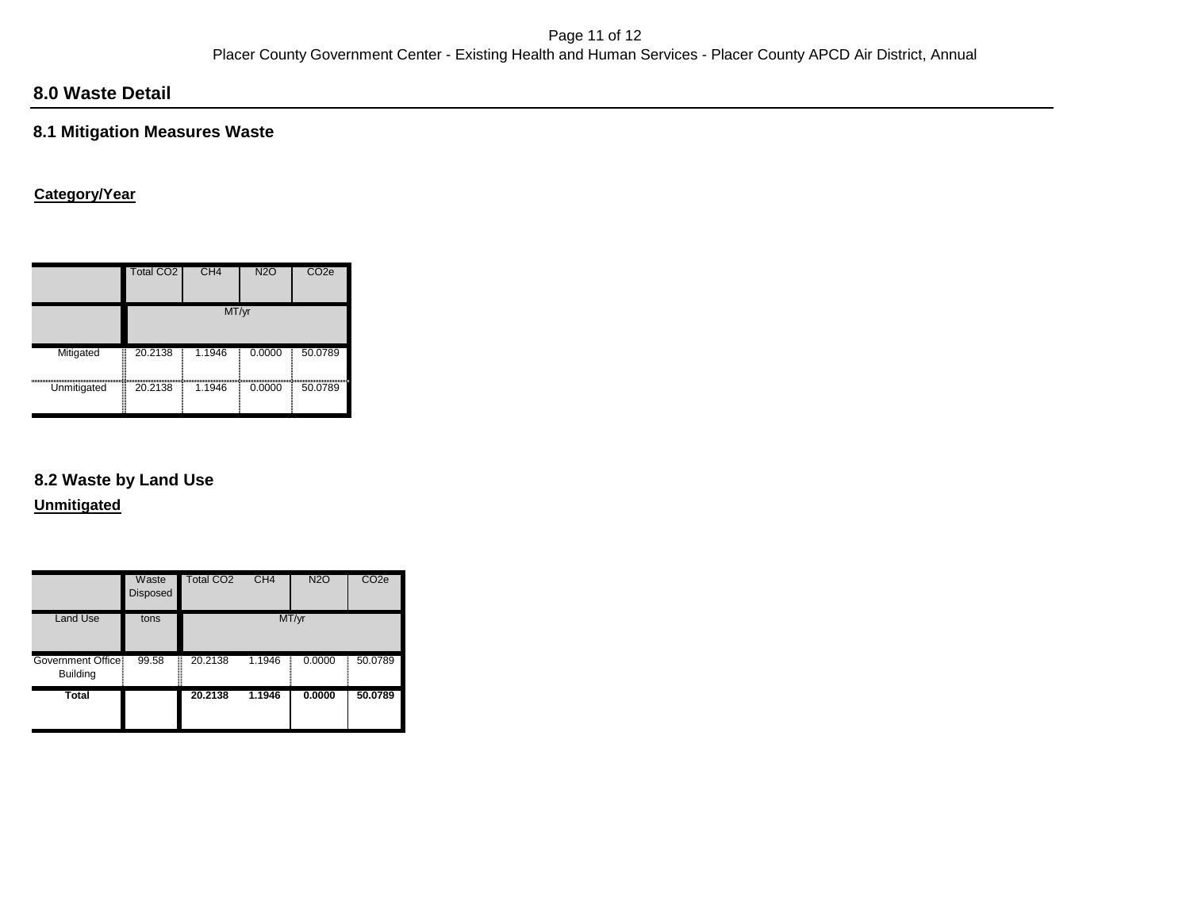## 8.0 Waste Detail

### 8.1 Mitigation Measures Waste

**Category/Year**

| | Total CO2 | CH4 | N2O | CO2e |
|---|---|---|---|---|
| | MT/yr | | | |
| Mitigated | 20.2138 | 1.1946 | 0.0000 | 50.0789 |
| Unmitigated | 20.2138 | 1.1946 | 0.0000 | 50.0789 |

### 8.2 Waste by Land Use

**Unmitigated**

| | Waste Disposed | Total CO2 | CH4 | N2O | CO2e |
|---|---|---|---|---|---|
| Land Use | tons | MT/yr | | | |
| Government Office Building | 99.58 | 20.2138 | 1.1946 | 0.0000 | 50.0789 |
| **Total** | | **20.2138** | **1.1946** | **0.0000** | **50.0789** |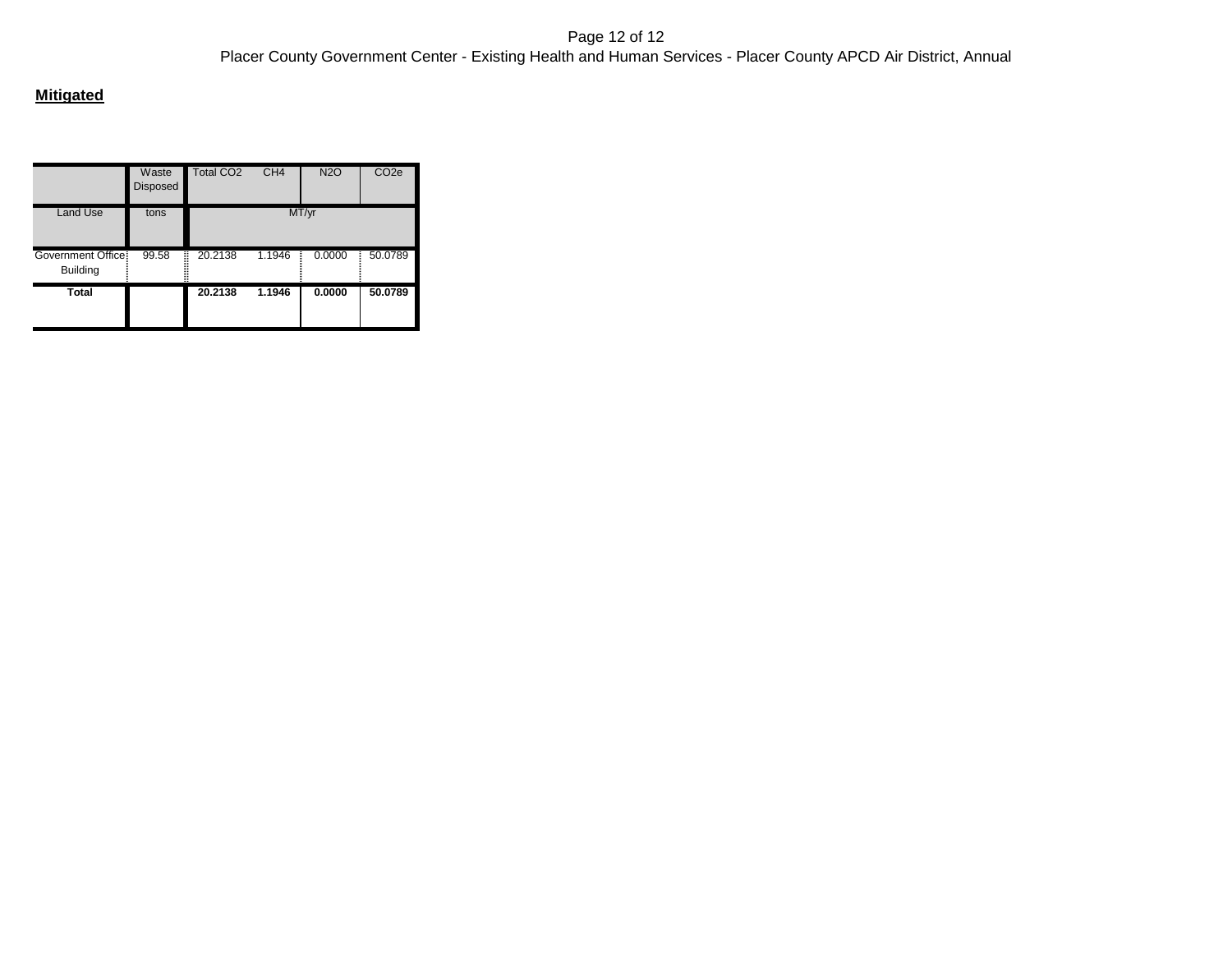**Mitigated**

| | Waste Disposed | Total $CO_2$ | $CH_4$ | $N_2O$ | $CO_2e$ |
|---|---|---|---|---|---|
| Land Use | tons | MT/yr | | | |
| Government Office Building | 99.58 | 20.2138 | 1.1946 | 0.0000 | 50.0789 |
| **Total** | | **20.2138** | **1.1946** | **0.0000** | **50.0789** |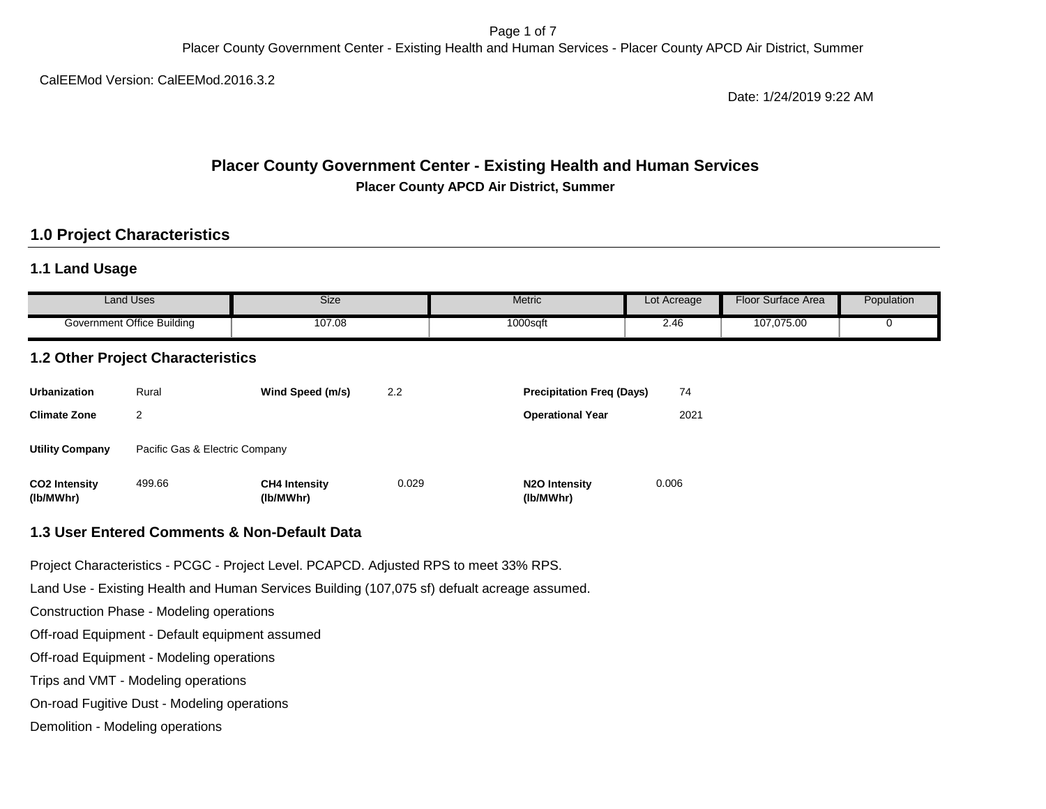CalEEMod Version: CalEEMod.2016.3.2

Date: 1/24/2019 9:22 AM

# Placer County Government Center - Existing Health and Human Services

**Placer County APCD Air District, Summer**

## 1.0 Project Characteristics

### 1.1 Land Usage

| Land Uses | Size | Metric | Lot Acreage | Floor Surface Area | Population |
|---|---|---|---|---|---|
| Government Office Building | 107.08 | 1000sqft | 2.46 | 107,075.00 | 0 |

### 1.2 Other Project Characteristics

| | | | | | |
|---|---|---|---|---|---|
| **Urbanization** | Rural | **Wind Speed (m/s)** | 2.2 | **Precipitation Freq (Days)** | 74 |
| **Climate Zone** | 2 | | | **Operational Year** | 2021 |
| **Utility Company** | Pacific Gas & Electric Company | | | | |
| **$CO_2$ Intensity (lb/MWhr)** | 499.66 | **$CH_4$ Intensity (lb/MWhr)** | 0.029 | **$N_2O$ Intensity (lb/MWhr)** | 0.006 |

### 1.3 User Entered Comments & Non-Default Data

Project Characteristics - PCGC - Project Level. PCAPCD. Adjusted RPS to meet 33% RPS.

Land Use - Existing Health and Human Services Building (107,075 sf) defualt acreage assumed.

Construction Phase - Modeling operations

Off-road Equipment - Default equipment assumed

Off-road Equipment - Modeling operations

Trips and VMT - Modeling operations

On-road Fugitive Dust - Modeling operations

Demolition - Modeling operations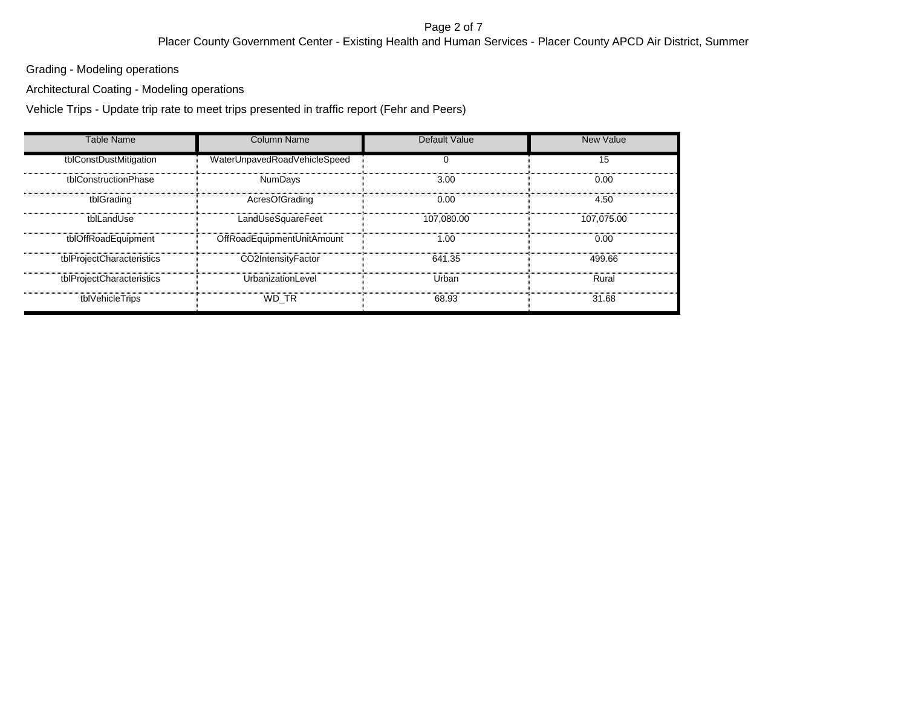Grading - Modeling operations

Architectural Coating - Modeling operations

Vehicle Trips - Update trip rate to meet trips presented in traffic report (Fehr and Peers)

| Table Name | Column Name | Default Value | New Value |
|---|---|---|---|
| tblConstDustMitigation | WaterUnpavedRoadVehicleSpeed | 0 | 15 |
| tblConstructionPhase | NumDays | 3.00 | 0.00 |
| tblGrading | AcresOfGrading | 0.00 | 4.50 |
| tblLandUse | LandUseSquareFeet | 107,080.00 | 107,075.00 |
| tblOffRoadEquipment | OffRoadEquipmentUnitAmount | 1.00 | 0.00 |
| tblProjectCharacteristics | CO2IntensityFactor | 641.35 | 499.66 |
| tblProjectCharacteristics | UrbanizationLevel | Urban | Rural |
| tblVehicleTrips | WD_TR | 68.93 | 31.68 |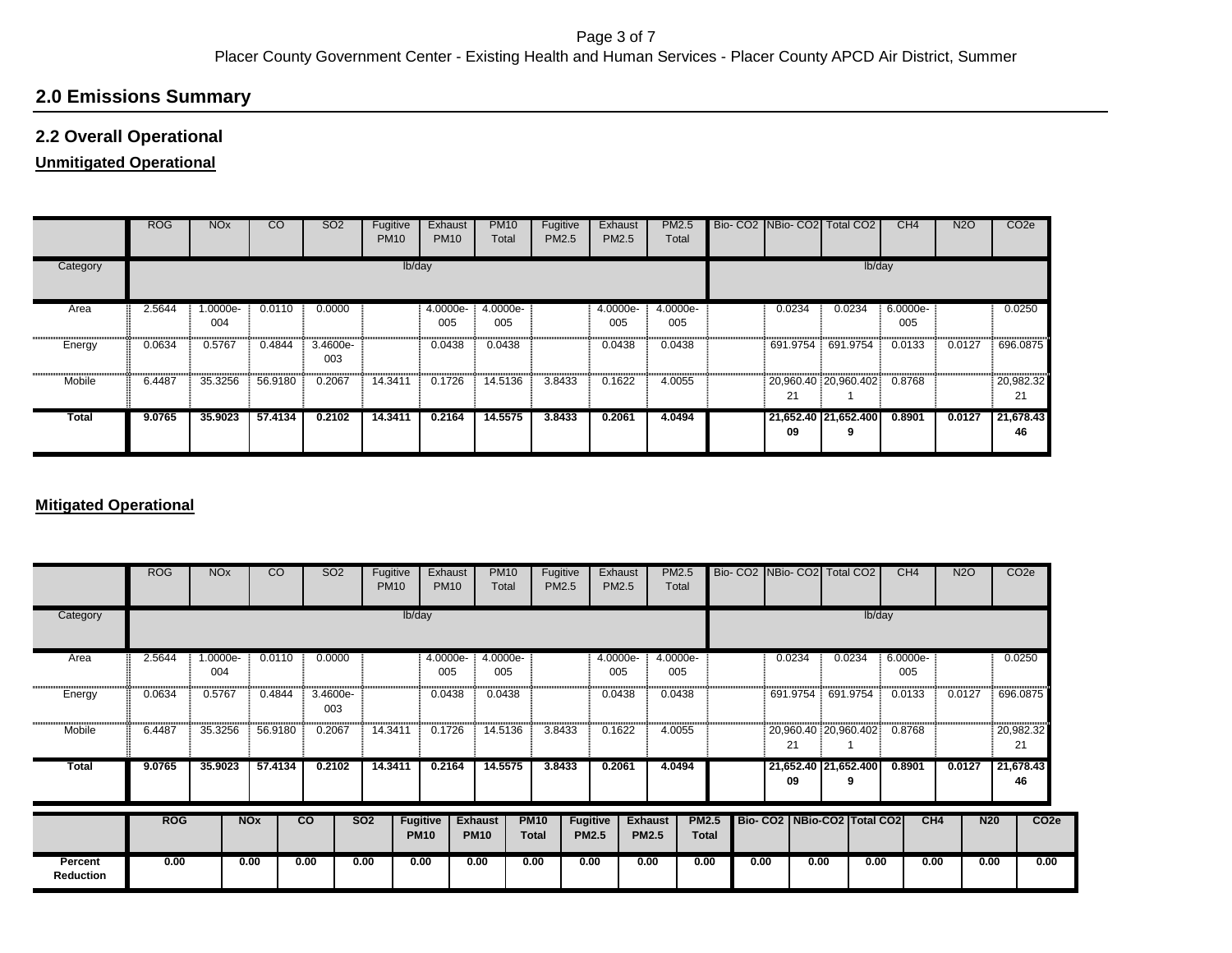## 2.0 Emissions Summary

### 2.2 Overall Operational

**Unmitigated Operational**

| | ROG | NOx | CO | SO2 | Fugitive PM10 | Exhaust PM10 | PM10 Total | Fugitive PM2.5 | Exhaust PM2.5 | PM2.5 Total | Bio- CO2 | NBio- CO2 | Total CO2 | CH4 | N2O | CO2e |
|---|---|---|---|---|---|---|---|---|---|---|---|---|---|---|---|---|
| Category | lb/day | | | | | | | | | | lb/day | | | | | |
| Area | 2.5644 | 1.0000e-004 | 0.0110 | 0.0000 | | 4.0000e-005 | 4.0000e-005 | | 4.0000e-005 | 4.0000e-005 | | 0.0234 | 0.0234 | 6.0000e-005 | | 0.0250 |
| Energy | 0.0634 | 0.5767 | 0.4844 | 3.4600e-003 | | 0.0438 | 0.0438 | | 0.0438 | 0.0438 | | 691.9754 | 691.9754 | 0.0133 | 0.0127 | 696.0875 |
| Mobile | 6.4487 | 35.3256 | 56.9180 | 0.2067 | 14.3411 | 0.1726 | 14.5136 | 3.8433 | 0.1622 | 4.0055 | | 20,960.4021 | 20,960.4021 | 0.8768 | | 20,982.3221 |
| **Total** | **9.0765** | **35.9023** | **57.4134** | **0.2102** | **14.3411** | **0.2164** | **14.5575** | **3.8433** | **0.2061** | **4.0494** | | **21,652.4009** | **21,652.4009** | **0.8901** | **0.0127** | **21,678.4346** |

**Mitigated Operational**

| | ROG | NOx | CO | SO2 | Fugitive PM10 | Exhaust PM10 | PM10 Total | Fugitive PM2.5 | Exhaust PM2.5 | PM2.5 Total | Bio- CO2 | NBio- CO2 | Total CO2 | CH4 | N2O | CO2e |
|---|---|---|---|---|---|---|---|---|---|---|---|---|---|---|---|---|
| Category | lb/day | | | | | | | | | | lb/day | | | | | |
| Area | 2.5644 | 1.0000e-004 | 0.0110 | 0.0000 | | 4.0000e-005 | 4.0000e-005 | | 4.0000e-005 | 4.0000e-005 | | 0.0234 | 0.0234 | 6.0000e-005 | | 0.0250 |
| Energy | 0.0634 | 0.5767 | 0.4844 | 3.4600e-003 | | 0.0438 | 0.0438 | | 0.0438 | 0.0438 | | 691.9754 | 691.9754 | 0.0133 | 0.0127 | 696.0875 |
| Mobile | 6.4487 | 35.3256 | 56.9180 | 0.2067 | 14.3411 | 0.1726 | 14.5136 | 3.8433 | 0.1622 | 4.0055 | | 20,960.4021 | 20,960.4021 | 0.8768 | | 20,982.3221 |
| **Total** | **9.0765** | **35.9023** | **57.4134** | **0.2102** | **14.3411** | **0.2164** | **14.5575** | **3.8433** | **0.2061** | **4.0494** | | **21,652.4009** | **21,652.4009** | **0.8901** | **0.0127** | **21,678.4346** |

| | ROG | NOx | CO | SO2 | Fugitive PM10 | Exhaust PM10 | PM10 Total | Fugitive PM2.5 | Exhaust PM2.5 | PM2.5 Total | Bio- CO2 | NBio-CO2 | Total CO2 | CH4 | N20 | CO2e |
|---|---|---|---|---|---|---|---|---|---|---|---|---|---|---|---|---|
| **Percent Reduction** | **0.00** | **0.00** | **0.00** | **0.00** | **0.00** | **0.00** | **0.00** | **0.00** | **0.00** | **0.00** | **0.00** | **0.00** | **0.00** | **0.00** | **0.00** | **0.00** |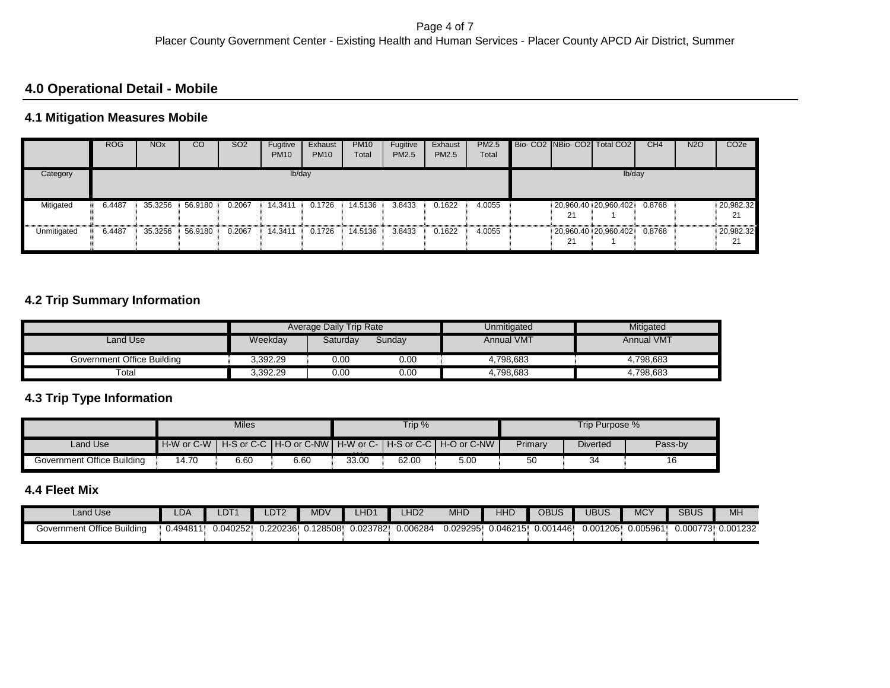## 4.0 Operational Detail - Mobile

### 4.1 Mitigation Measures Mobile

| | ROG | NOx | CO | SO2 | Fugitive PM10 | Exhaust PM10 | PM10 Total | Fugitive PM2.5 | Exhaust PM2.5 | PM2.5 Total | Bio- CO2 | NBio- CO2 | Total CO2 | CH4 | N2O | CO2e |
|---|---|---|---|---|---|---|---|---|---|---|---|---|---|---|---|---|
| Category | lb/day | | | | | | | | | | lb/day | | | | | |
| Mitigated | 6.4487 | 35.3256 | 56.9180 | 0.2067 | 14.3411 | 0.1726 | 14.5136 | 3.8433 | 0.1622 | 4.0055 | | 20,960.4021 | 20,960.4021 | 0.8768 | | 20,982.3221 |
| Unmitigated | 6.4487 | 35.3256 | 56.9180 | 0.2067 | 14.3411 | 0.1726 | 14.5136 | 3.8433 | 0.1622 | 4.0055 | | 20,960.4021 | 20,960.4021 | 0.8768 | | 20,982.3221 |

### 4.2 Trip Summary Information

| | Average Daily Trip Rate | | | Unmitigated | Mitigated |
|---|---|---|---|---|---|
| Land Use | Weekday | Saturday | Sunday | Annual VMT | Annual VMT |
| Government Office Building | 3,392.29 | 0.00 | 0.00 | 4,798,683 | 4,798,683 |
| Total | 3,392.29 | 0.00 | 0.00 | 4,798,683 | 4,798,683 |

### 4.3 Trip Type Information

| | Miles | | | Trip % | | | Trip Purpose % | | |
|---|---|---|---|---|---|---|---|---|---|
| Land Use | H-W or C-W | H-S or C-C | H-O or C-NW | H-W or C-W | H-S or C-C | H-O or C-NW | Primary | Diverted | Pass-by |
| Government Office Building | 14.70 | 6.60 | 6.60 | 33.00 | 62.00 | 5.00 | 50 | 34 | 16 |

### 4.4 Fleet Mix

| Land Use | LDA | LDT1 | LDT2 | MDV | LHD1 | LHD2 | MHD | HHD | OBUS | UBUS | MCY | SBUS | MH |
|---|---|---|---|---|---|---|---|---|---|---|---|---|---|
| Government Office Building | 0.494811 | 0.040252 | 0.220236 | 0.128508 | 0.023782 | 0.006284 | 0.029295 | 0.046215 | 0.001446 | 0.001205 | 0.005961 | 0.000773 | 0.001232 |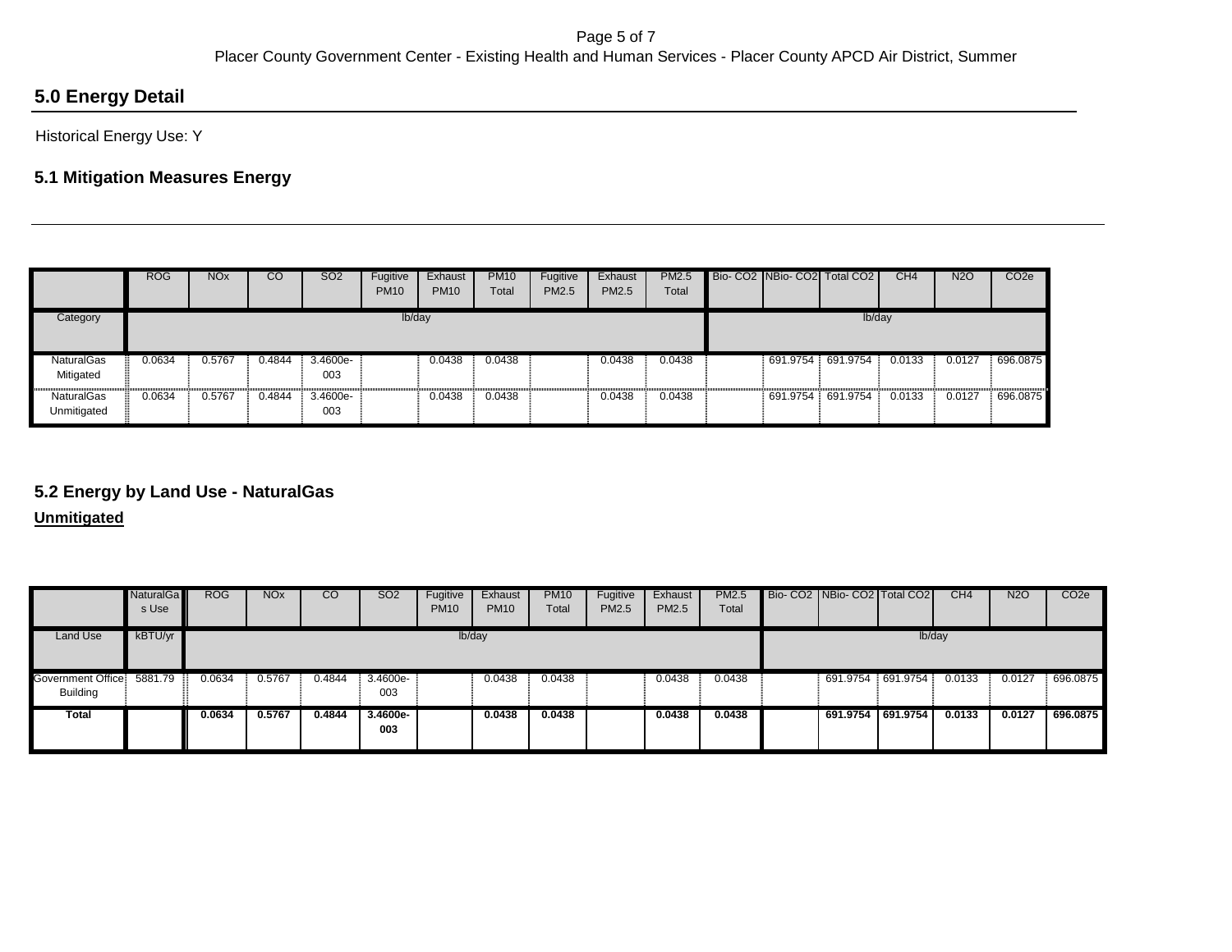## 5.0 Energy Detail

Historical Energy Use: Y

### 5.1 Mitigation Measures Energy

| | ROG | NOx | CO | SO2 | Fugitive PM10 | Exhaust PM10 | PM10 Total | Fugitive PM2.5 | Exhaust PM2.5 | PM2.5 Total | Bio- CO2 | NBio- CO2 | Total CO2 | CH4 | N2O | CO2e |
|---|---|---|---|---|---|---|---|---|---|---|---|---|---|---|---|---|
| Category | lb/day | | | | | | | | | | lb/day | | | | | |
| NaturalGas Mitigated | 0.0634 | 0.5767 | 0.4844 | 3.4600e-003 | | 0.0438 | 0.0438 | | 0.0438 | 0.0438 | | 691.9754 | 691.9754 | 0.0133 | 0.0127 | 696.0875 |
| NaturalGas Unmitigated | 0.0634 | 0.5767 | 0.4844 | 3.4600e-003 | | 0.0438 | 0.0438 | | 0.0438 | 0.0438 | | 691.9754 | 691.9754 | 0.0133 | 0.0127 | 696.0875 |

### 5.2 Energy by Land Use - NaturalGas

**Unmitigated**

| | NaturalGas Use | ROG | NOx | CO | SO2 | Fugitive PM10 | Exhaust PM10 | PM10 Total | Fugitive PM2.5 | Exhaust PM2.5 | PM2.5 Total | Bio- CO2 | NBio- CO2 | Total CO2 | CH4 | N2O | CO2e |
|---|---|---|---|---|---|---|---|---|---|---|---|---|---|---|---|---|---|
| Land Use | kBTU/yr | lb/day | | | | | | | | | | lb/day | | | | | |
| Government Office Building | 5881.79 | 0.0634 | 0.5767 | 0.4844 | 3.4600e-003 | | 0.0438 | 0.0438 | | 0.0438 | 0.0438 | | 691.9754 | 691.9754 | 0.0133 | 0.0127 | 696.0875 |
| **Total** | | **0.0634** | **0.5767** | **0.4844** | **3.4600e-003** | | **0.0438** | **0.0438** | | **0.0438** | **0.0438** | | **691.9754** | **691.9754** | **0.0133** | **0.0127** | **696.0875** |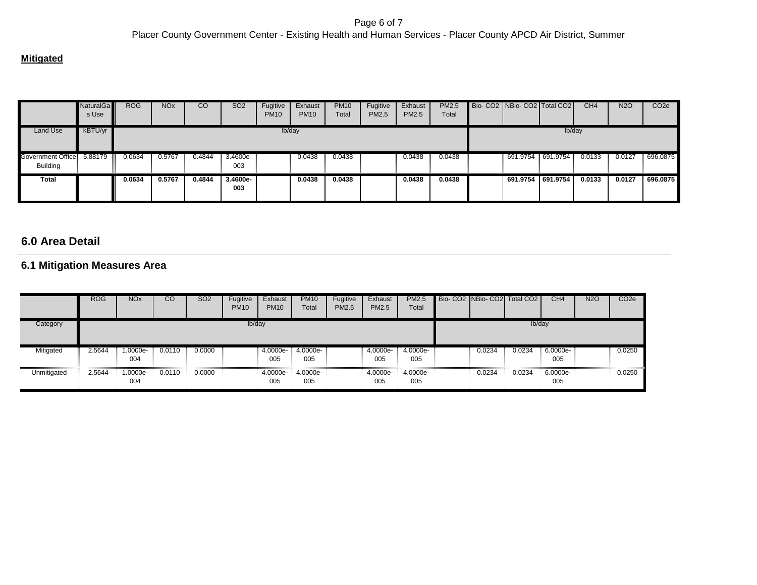**Mitigated**

| | NaturalGas Use | ROG | NOx | CO | SO2 | Fugitive PM10 | Exhaust PM10 | PM10 Total | Fugitive PM2.5 | Exhaust PM2.5 | PM2.5 Total | Bio- CO2 | NBio- CO2 | Total CO2 | CH4 | N2O | CO2e |
|---|---|---|---|---|---|---|---|---|---|---|---|---|---|---|---|---|---|
| Land Use | kBTU/yr | lb/day | | | | | | | | | | lb/day | | | | | |
| Government Office Building | 5.88179 | 0.0634 | 0.5767 | 0.4844 | 3.4600e-003 | | 0.0438 | 0.0438 | | 0.0438 | 0.0438 | | 691.9754 | 691.9754 | 0.0133 | 0.0127 | 696.0875 |
| **Total** | | **0.0634** | **0.5767** | **0.4844** | **3.4600e-003** | | **0.0438** | **0.0438** | | **0.0438** | **0.0438** | | **691.9754** | **691.9754** | **0.0133** | **0.0127** | **696.0875** |

## 6.0 Area Detail

### 6.1 Mitigation Measures Area

| | ROG | NOx | CO | SO2 | Fugitive PM10 | Exhaust PM10 | PM10 Total | Fugitive PM2.5 | Exhaust PM2.5 | PM2.5 Total | Bio- CO2 | NBio- CO2 | Total CO2 | CH4 | N2O | CO2e |
|---|---|---|---|---|---|---|---|---|---|---|---|---|---|---|---|---|
| Category | lb/day | | | | | | | | | | lb/day | | | | | |
| Mitigated | 2.5644 | 1.0000e-004 | 0.0110 | 0.0000 | | 4.0000e-005 | 4.0000e-005 | | 4.0000e-005 | 4.0000e-005 | | 0.0234 | 0.0234 | 6.0000e-005 | | 0.0250 |
| Unmitigated | 2.5644 | 1.0000e-004 | 0.0110 | 0.0000 | | 4.0000e-005 | 4.0000e-005 | | 4.0000e-005 | 4.0000e-005 | | 0.0234 | 0.0234 | 6.0000e-005 | | 0.0250 |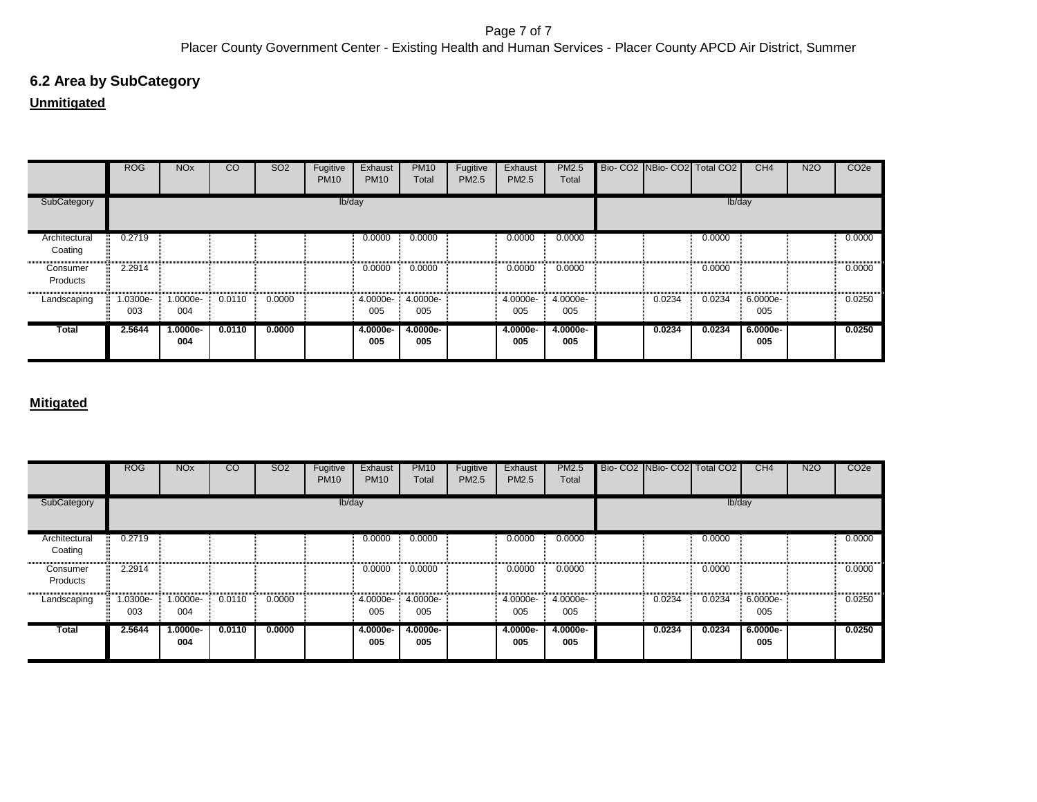## 6.2 Area by SubCategory

**Unmitigated**

| | ROG | NOx | CO | SO2 | Fugitive PM10 | Exhaust PM10 | PM10 Total | Fugitive PM2.5 | Exhaust PM2.5 | PM2.5 Total | Bio- CO2 | NBio- CO2 | Total CO2 | CH4 | N2O | CO2e |
|---|---|---|---|---|---|---|---|---|---|---|---|---|---|---|---|---|
| SubCategory | lb/day | | | | | | | | | | lb/day | | | | | |
| Architectural Coating | 0.2719 | | | | | 0.0000 | 0.0000 | | 0.0000 | 0.0000 | | | 0.0000 | | | 0.0000 |
| Consumer Products | 2.2914 | | | | | 0.0000 | 0.0000 | | 0.0000 | 0.0000 | | | 0.0000 | | | 0.0000 |
| Landscaping | 1.0300e-003 | 1.0000e-004 | 0.0110 | 0.0000 | | 4.0000e-005 | 4.0000e-005 | | 4.0000e-005 | 4.0000e-005 | | 0.0234 | 0.0234 | 6.0000e-005 | | 0.0250 |
| **Total** | **2.5644** | **1.0000e-004** | **0.0110** | **0.0000** | | **4.0000e-005** | **4.0000e-005** | | **4.0000e-005** | **4.0000e-005** | | **0.0234** | **0.0234** | **6.0000e-005** | | **0.0250** |

**Mitigated**

| | ROG | NOx | CO | SO2 | Fugitive PM10 | Exhaust PM10 | PM10 Total | Fugitive PM2.5 | Exhaust PM2.5 | PM2.5 Total | Bio- CO2 | NBio- CO2 | Total CO2 | CH4 | N2O | CO2e |
|---|---|---|---|---|---|---|---|---|---|---|---|---|---|---|---|---|
| SubCategory | lb/day | | | | | | | | | | lb/day | | | | | |
| Architectural Coating | 0.2719 | | | | | 0.0000 | 0.0000 | | 0.0000 | 0.0000 | | | 0.0000 | | | 0.0000 |
| Consumer Products | 2.2914 | | | | | 0.0000 | 0.0000 | | 0.0000 | 0.0000 | | | 0.0000 | | | 0.0000 |
| Landscaping | 1.0300e-003 | 1.0000e-004 | 0.0110 | 0.0000 | | 4.0000e-005 | 4.0000e-005 | | 4.0000e-005 | 4.0000e-005 | | 0.0234 | 0.0234 | 6.0000e-005 | | 0.0250 |
| **Total** | **2.5644** | **1.0000e-004** | **0.0110** | **0.0000** | | **4.0000e-005** | **4.0000e-005** | | **4.0000e-005** | **4.0000e-005** | | **0.0234** | **0.0234** | **6.0000e-005** | | **0.0250** |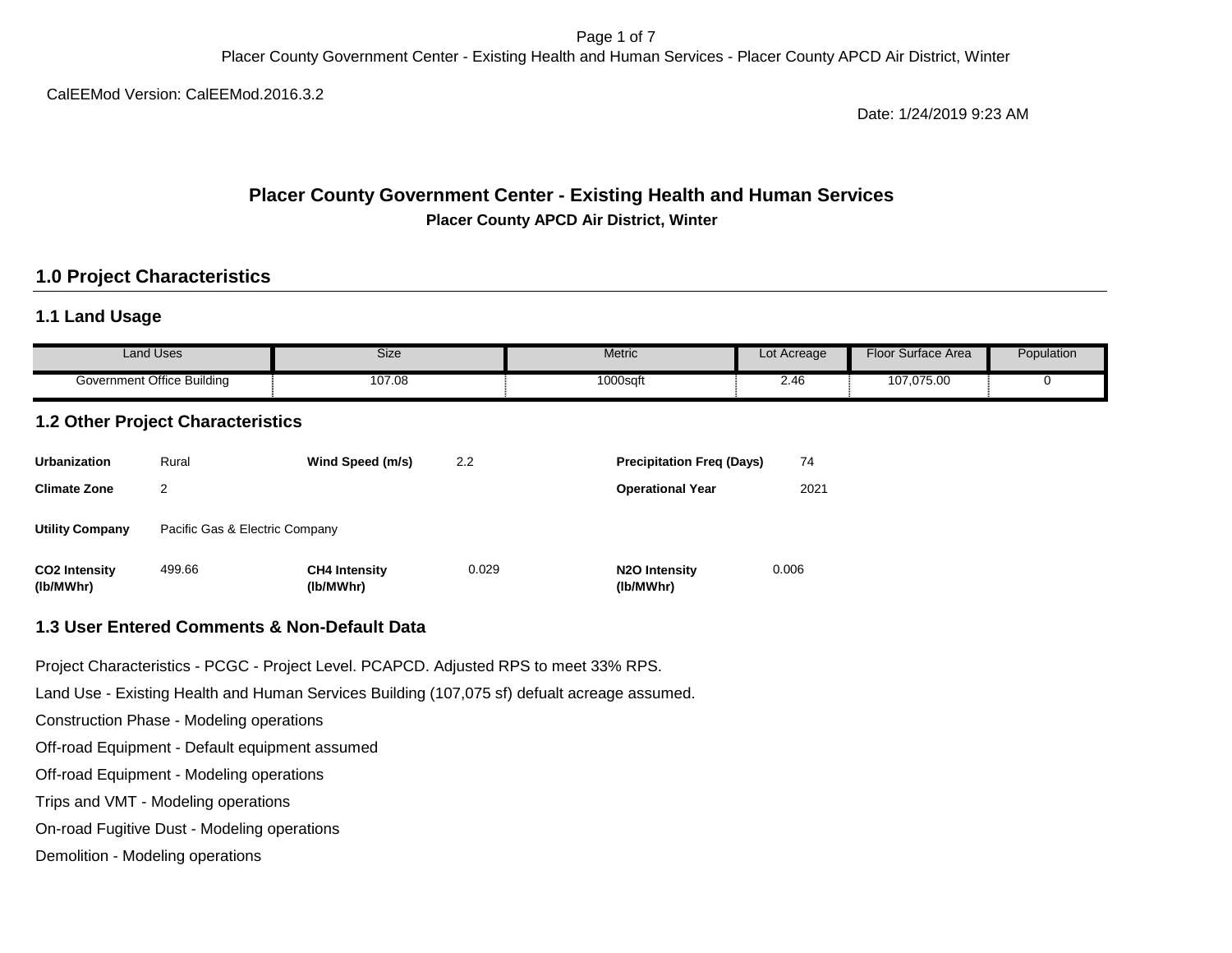CalEEMod Version: CalEEMod.2016.3.2

Date: 1/24/2019 9:23 AM

# Placer County Government Center - Existing Health and Human Services

**Placer County APCD Air District, Winter**

## 1.0 Project Characteristics

### 1.1 Land Usage

| Land Uses | Size | Metric | Lot Acreage | Floor Surface Area | Population |
|---|---|---|---|---|---|
| Government Office Building | 107.08 | 1000sqft | 2.46 | 107,075.00 | 0 |

### 1.2 Other Project Characteristics

| | | | | | |
|---|---|---|---|---|---|
| **Urbanization** | Rural | **Wind Speed (m/s)** | 2.2 | **Precipitation Freq (Days)** | 74 |
| **Climate Zone** | 2 | | | **Operational Year** | 2021 |
| **Utility Company** | Pacific Gas & Electric Company | | | | |
| **$CO_2$ Intensity (lb/MWhr)** | 499.66 | **$CH_4$ Intensity (lb/MWhr)** | 0.029 | **$N_2O$ Intensity (lb/MWhr)** | 0.006 |

### 1.3 User Entered Comments & Non-Default Data

Project Characteristics - PCGC - Project Level. PCAPCD. Adjusted RPS to meet 33% RPS.

Land Use - Existing Health and Human Services Building (107,075 sf) defualt acreage assumed.

Construction Phase - Modeling operations

Off-road Equipment - Default equipment assumed

Off-road Equipment - Modeling operations

Trips and VMT - Modeling operations

On-road Fugitive Dust - Modeling operations

Demolition - Modeling operations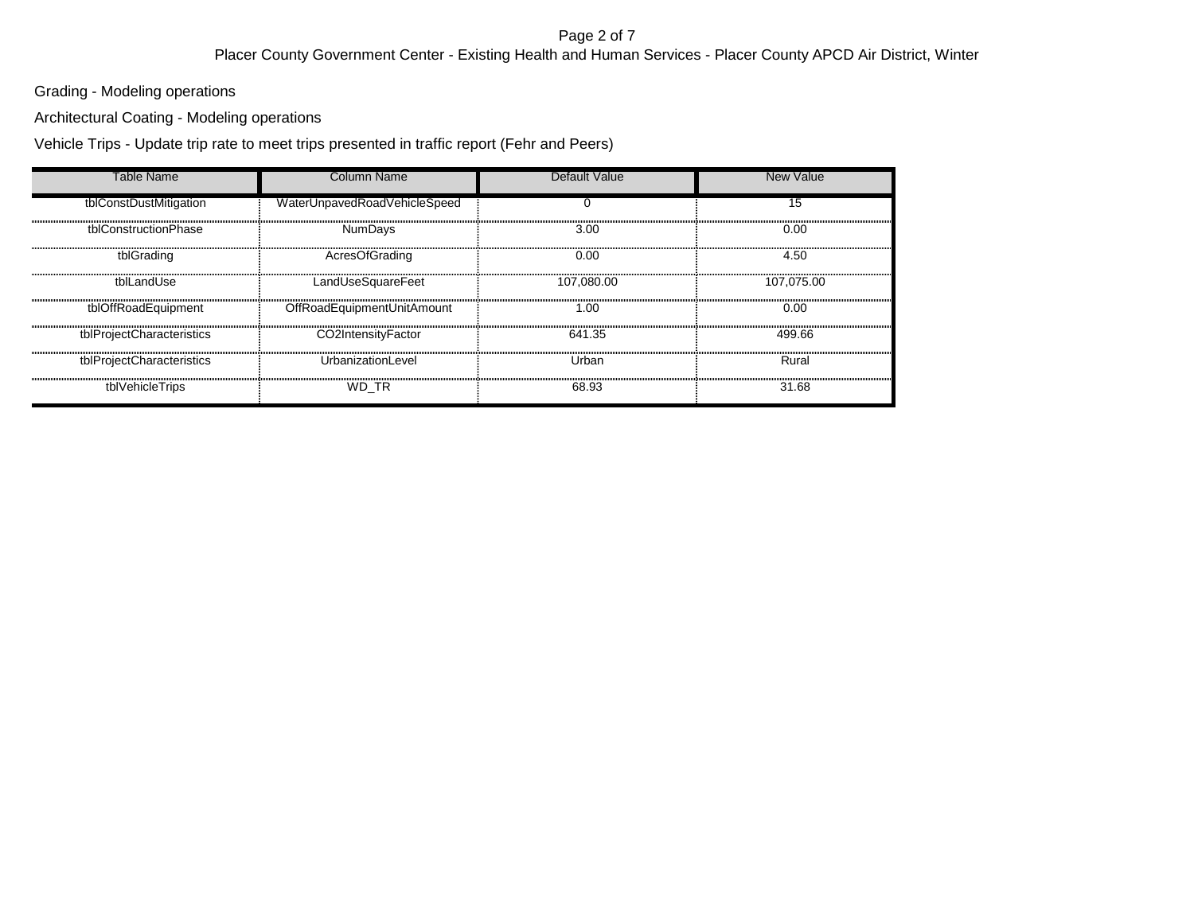Grading - Modeling operations

Architectural Coating - Modeling operations

Vehicle Trips - Update trip rate to meet trips presented in traffic report (Fehr and Peers)

| Table Name | Column Name | Default Value | New Value |
|---|---|---|---|
| tblConstDustMitigation | WaterUnpavedRoadVehicleSpeed | 0 | 15 |
| tblConstructionPhase | NumDays | 3.00 | 0.00 |
| tblGrading | AcresOfGrading | 0.00 | 4.50 |
| tblLandUse | LandUseSquareFeet | 107,080.00 | 107,075.00 |
| tblOffRoadEquipment | OffRoadEquipmentUnitAmount | 1.00 | 0.00 |
| tblProjectCharacteristics | CO2IntensityFactor | 641.35 | 499.66 |
| tblProjectCharacteristics | UrbanizationLevel | Urban | Rural |
| tblVehicleTrips | WD_TR | 68.93 | 31.68 |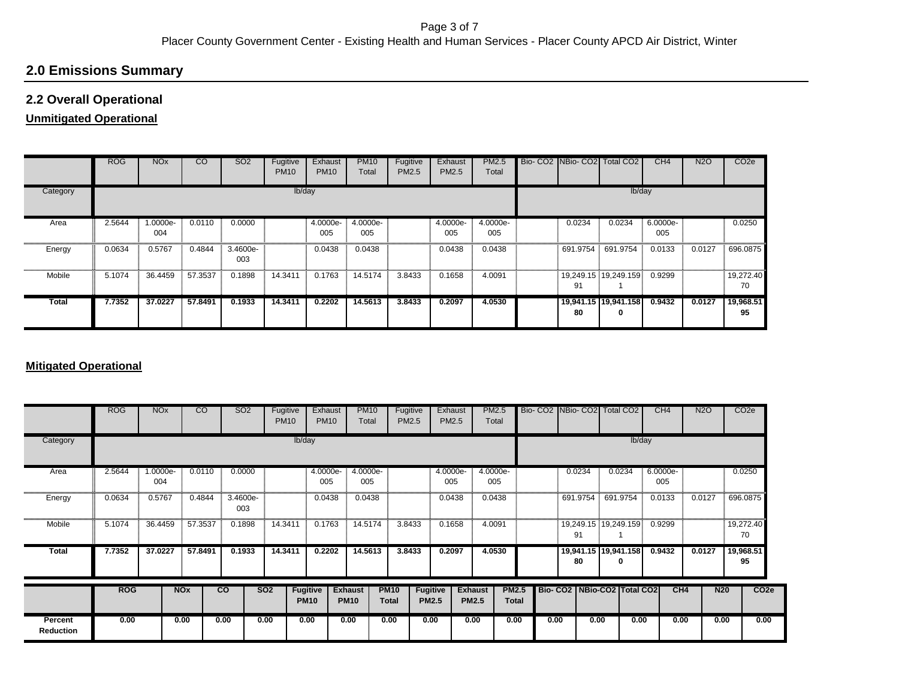## 2.0 Emissions Summary

### 2.2 Overall Operational

**Unmitigated Operational**

| | ROG | NOx | CO | SO2 | Fugitive PM10 | Exhaust PM10 | PM10 Total | Fugitive PM2.5 | Exhaust PM2.5 | PM2.5 Total | Bio- CO2 | NBio- CO2 | Total CO2 | CH4 | N2O | CO2e |
|---|---|---|---|---|---|---|---|---|---|---|---|---|---|---|---|---|
| Category | lb/day | | | | | | | | | | lb/day | | | | | |
| Area | 2.5644 | 1.0000e-004 | 0.0110 | 0.0000 | | 4.0000e-005 | 4.0000e-005 | | 4.0000e-005 | 4.0000e-005 | | 0.0234 | 0.0234 | 6.0000e-005 | | 0.0250 |
| Energy | 0.0634 | 0.5767 | 0.4844 | 3.4600e-003 | | 0.0438 | 0.0438 | | 0.0438 | 0.0438 | | 691.9754 | 691.9754 | 0.0133 | 0.0127 | 696.0875 |
| Mobile | 5.1074 | 36.4459 | 57.3537 | 0.1898 | 14.3411 | 0.1763 | 14.5174 | 3.8433 | 0.1658 | 4.0091 | | 19,249.1591 | 19,249.1591 | 0.9299 | | 19,272.4070 |
| **Total** | **7.7352** | **37.0227** | **57.8491** | **0.1933** | **14.3411** | **0.2202** | **14.5613** | **3.8433** | **0.2097** | **4.0530** | | **19,941.1580** | **19,941.1580** | **0.9432** | **0.0127** | **19,968.5195** |

**Mitigated Operational**

| | ROG | NOx | CO | SO2 | Fugitive PM10 | Exhaust PM10 | PM10 Total | Fugitive PM2.5 | Exhaust PM2.5 | PM2.5 Total | Bio- CO2 | NBio- CO2 | Total CO2 | CH4 | N2O | CO2e |
|---|---|---|---|---|---|---|---|---|---|---|---|---|---|---|---|---|
| Category | lb/day | | | | | | | | | | lb/day | | | | | |
| Area | 2.5644 | 1.0000e-004 | 0.0110 | 0.0000 | | 4.0000e-005 | 4.0000e-005 | | 4.0000e-005 | 4.0000e-005 | | 0.0234 | 0.0234 | 6.0000e-005 | | 0.0250 |
| Energy | 0.0634 | 0.5767 | 0.4844 | 3.4600e-003 | | 0.0438 | 0.0438 | | 0.0438 | 0.0438 | | 691.9754 | 691.9754 | 0.0133 | 0.0127 | 696.0875 |
| Mobile | 5.1074 | 36.4459 | 57.3537 | 0.1898 | 14.3411 | 0.1763 | 14.5174 | 3.8433 | 0.1658 | 4.0091 | | 19,249.1591 | 19,249.1591 | 0.9299 | | 19,272.4070 |
| **Total** | **7.7352** | **37.0227** | **57.8491** | **0.1933** | **14.3411** | **0.2202** | **14.5613** | **3.8433** | **0.2097** | **4.0530** | | **19,941.1580** | **19,941.1580** | **0.9432** | **0.0127** | **19,968.5195** |

| | ROG | NOx | CO | SO2 | Fugitive PM10 | Exhaust PM10 | PM10 Total | Fugitive PM2.5 | Exhaust PM2.5 | PM2.5 Total | Bio- CO2 | NBio-CO2 | Total CO2 | CH4 | N20 | CO2e |
|---|---|---|---|---|---|---|---|---|---|---|---|---|---|---|---|---|
| **Percent Reduction** | 0.00 | 0.00 | 0.00 | 0.00 | 0.00 | 0.00 | 0.00 | 0.00 | 0.00 | 0.00 | 0.00 | 0.00 | 0.00 | 0.00 | 0.00 | 0.00 |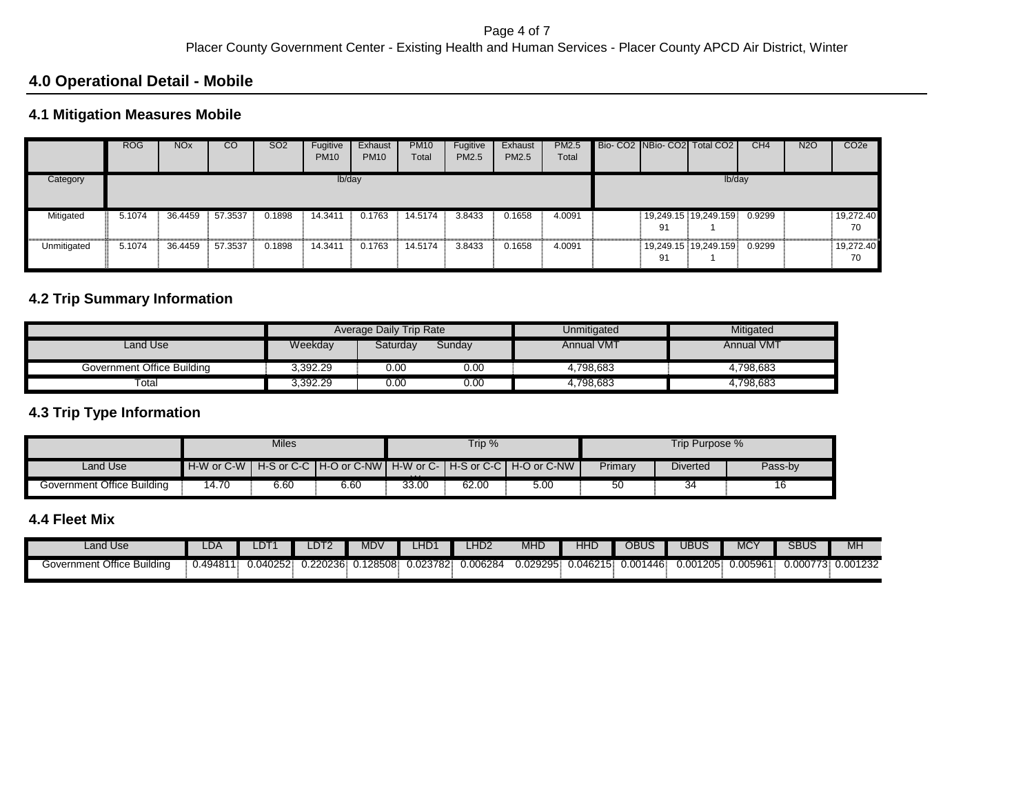## 4.0 Operational Detail - Mobile

### 4.1 Mitigation Measures Mobile

| | ROG | NOx | CO | SO2 | Fugitive PM10 | Exhaust PM10 | PM10 Total | Fugitive PM2.5 | Exhaust PM2.5 | PM2.5 Total | Bio- CO2 | NBio- CO2 | Total CO2 | CH4 | N2O | CO2e |
|---|---|---|---|---|---|---|---|---|---|---|---|---|---|---|---|---|
| Category | lb/day | | | | | | | | | | lb/day | | | | | |
| Mitigated | 5.1074 | 36.4459 | 57.3537 | 0.1898 | 14.3411 | 0.1763 | 14.5174 | 3.8433 | 0.1658 | 4.0091 | | 19,249.1591 | 19,249.1591 | 0.9299 | | 19,272.4070 |
| Unmitigated | 5.1074 | 36.4459 | 57.3537 | 0.1898 | 14.3411 | 0.1763 | 14.5174 | 3.8433 | 0.1658 | 4.0091 | | 19,249.1591 | 19,249.1591 | 0.9299 | | 19,272.4070 |

### 4.2 Trip Summary Information

| | Average Daily Trip Rate | | | Unmitigated | Mitigated |
|---|---|---|---|---|---|
| Land Use | Weekday | Saturday | Sunday | Annual VMT | Annual VMT |
| Government Office Building | 3,392.29 | 0.00 | 0.00 | 4,798,683 | 4,798,683 |
| Total | 3,392.29 | 0.00 | 0.00 | 4,798,683 | 4,798,683 |

### 4.3 Trip Type Information

| | Miles | | | Trip % | | | Trip Purpose % | | |
|---|---|---|---|---|---|---|---|---|---|
| Land Use | H-W or C-W | H-S or C-C | H-O or C-NW | H-W or C-W | H-S or C-C | H-O or C-NW | Primary | Diverted | Pass-by |
| Government Office Building | 14.70 | 6.60 | 6.60 | 33.00 | 62.00 | 5.00 | 50 | 34 | 16 |

### 4.4 Fleet Mix

| Land Use | LDA | LDT1 | LDT2 | MDV | LHD1 | LHD2 | MHD | HHD | OBUS | UBUS | MCY | SBUS | MH |
|---|---|---|---|---|---|---|---|---|---|---|---|---|---|
| Government Office Building | 0.494811 | 0.040252 | 0.220236 | 0.128508 | 0.023782 | 0.006284 | 0.029295 | 0.046215 | 0.001446 | 0.001205 | 0.005961 | 0.000773 | 0.001232 |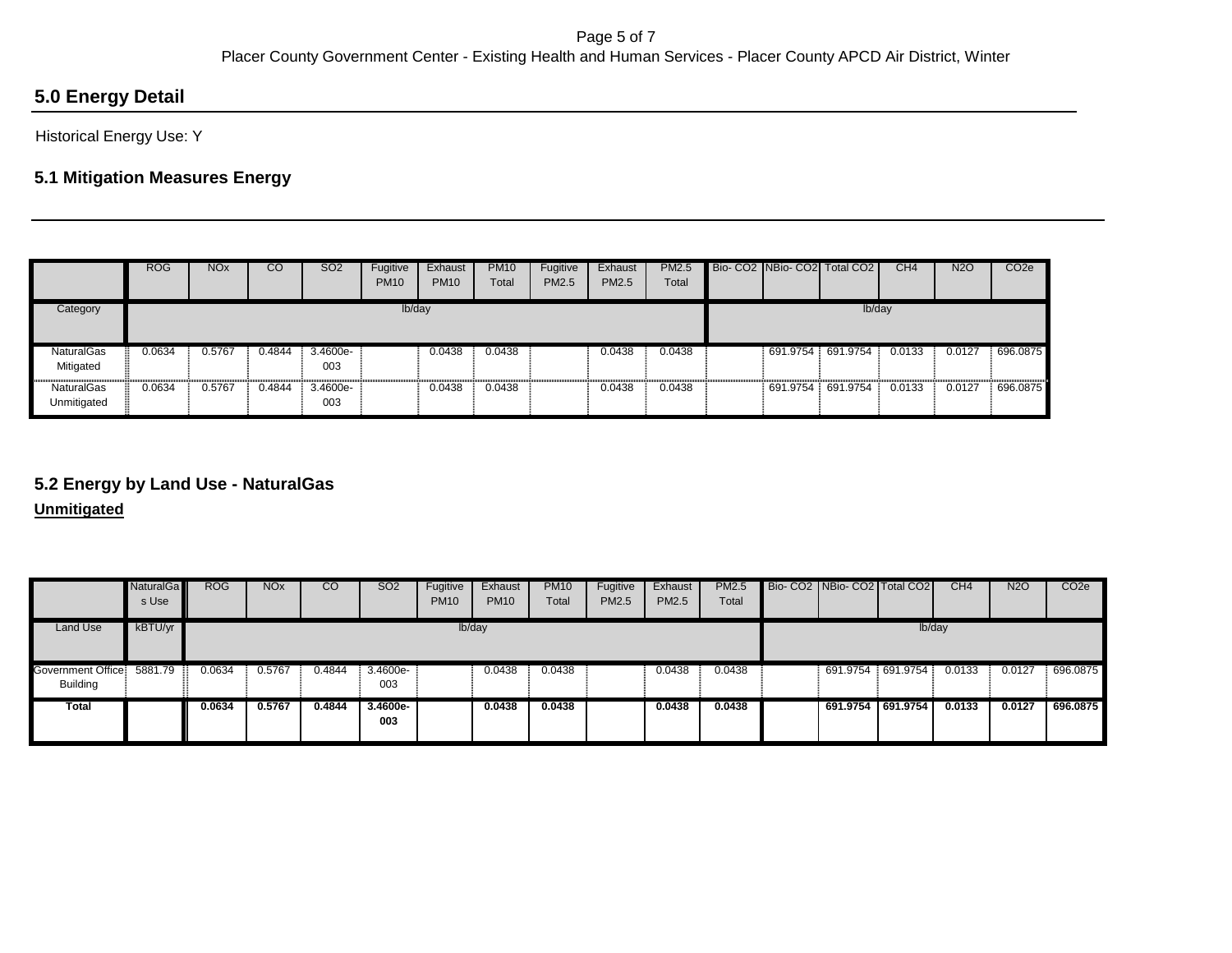## 5.0 Energy Detail

Historical Energy Use: Y

### 5.1 Mitigation Measures Energy

| | ROG | NOx | CO | SO2 | Fugitive PM10 | Exhaust PM10 | PM10 Total | Fugitive PM2.5 | Exhaust PM2.5 | PM2.5 Total | Bio- CO2 | NBio- CO2 | Total CO2 | CH4 | N2O | CO2e |
|---|---|---|---|---|---|---|---|---|---|---|---|---|---|---|---|---|
| Category | lb/day | | | | | | | | | | lb/day | | | | | |
| NaturalGas Mitigated | 0.0634 | 0.5767 | 0.4844 | 3.4600e-003 | | 0.0438 | 0.0438 | | 0.0438 | 0.0438 | | 691.9754 | 691.9754 | 0.0133 | 0.0127 | 696.0875 |
| NaturalGas Unmitigated | 0.0634 | 0.5767 | 0.4844 | 3.4600e-003 | | 0.0438 | 0.0438 | | 0.0438 | 0.0438 | | 691.9754 | 691.9754 | 0.0133 | 0.0127 | 696.0875 |

### 5.2 Energy by Land Use - NaturalGas

**Unmitigated**

| | NaturalGas Use | ROG | NOx | CO | SO2 | Fugitive PM10 | Exhaust PM10 | PM10 Total | Fugitive PM2.5 | Exhaust PM2.5 | PM2.5 Total | Bio- CO2 | NBio- CO2 | Total CO2 | CH4 | N2O | CO2e |
|---|---|---|---|---|---|---|---|---|---|---|---|---|---|---|---|---|---|
| Land Use | kBTU/yr | lb/day | | | | | | | | | | lb/day | | | | | |
| Government Office Building | 5881.79 | 0.0634 | 0.5767 | 0.4844 | 3.4600e-003 | | 0.0438 | 0.0438 | | 0.0438 | 0.0438 | | 691.9754 | 691.9754 | 0.0133 | 0.0127 | 696.0875 |
| **Total** | | **0.0634** | **0.5767** | **0.4844** | **3.4600e-003** | | **0.0438** | **0.0438** | | **0.0438** | **0.0438** | | **691.9754** | **691.9754** | **0.0133** | **0.0127** | **696.0875** |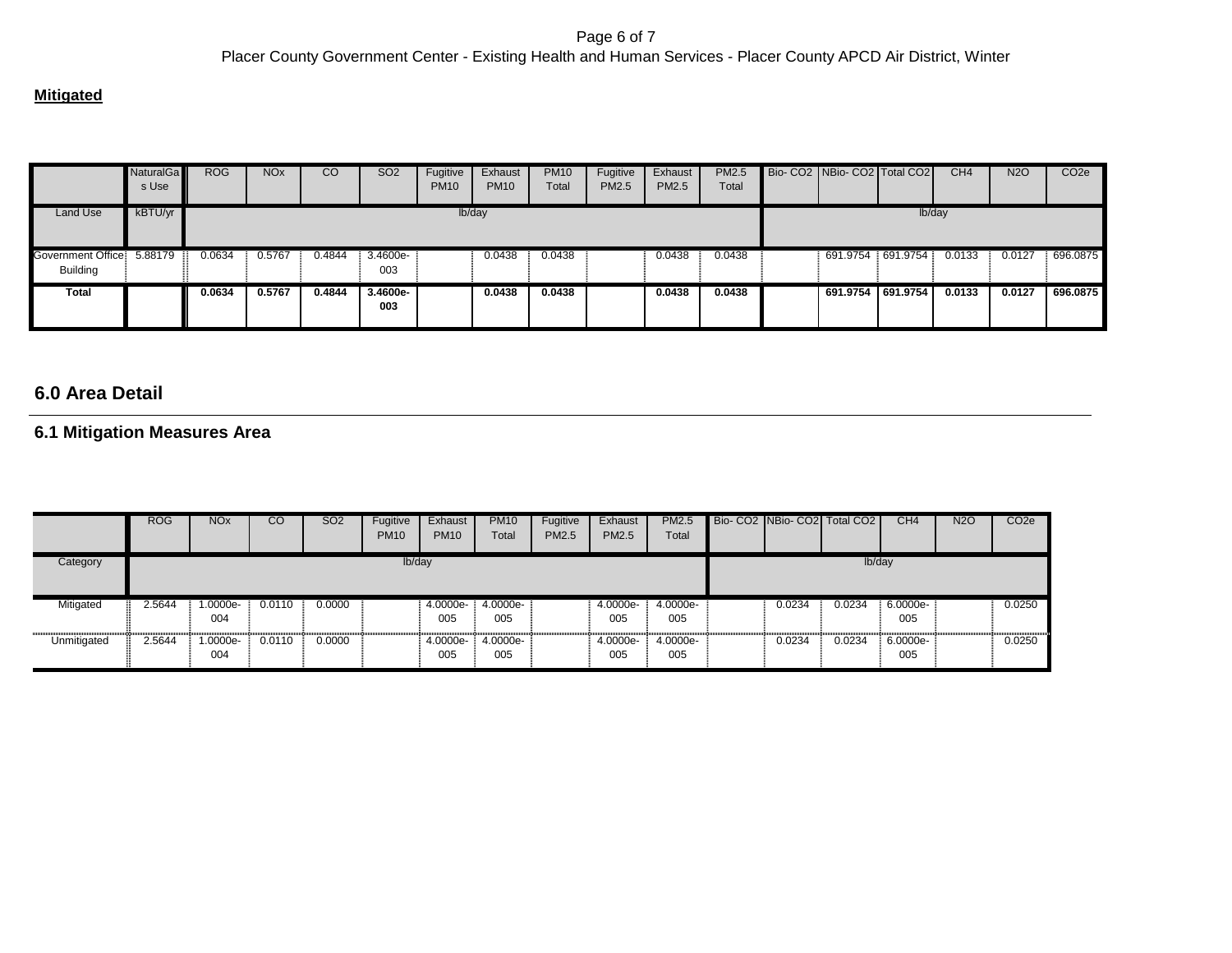**Mitigated**

| | NaturalGas Use | ROG | NOx | CO | SO2 | Fugitive PM10 | Exhaust PM10 | PM10 Total | Fugitive PM2.5 | Exhaust PM2.5 | PM2.5 Total | Bio- CO2 | NBio- CO2 | Total CO2 | CH4 | N2O | CO2e |
|---|---|---|---|---|---|---|---|---|---|---|---|---|---|---|---|---|---|
| Land Use | kBTU/yr | lb/day | | | | | | | | | | lb/day | | | | | |
| Government Office Building | 5.88179 | 0.0634 | 0.5767 | 0.4844 | 3.4600e-003 | | 0.0438 | 0.0438 | | 0.0438 | 0.0438 | | 691.9754 | 691.9754 | 0.0133 | 0.0127 | 696.0875 |
| **Total** | | **0.0634** | **0.5767** | **0.4844** | **3.4600e-003** | | **0.0438** | **0.0438** | | **0.0438** | **0.0438** | | **691.9754** | **691.9754** | **0.0133** | **0.0127** | **696.0875** |

## 6.0 Area Detail

### 6.1 Mitigation Measures Area

| | ROG | NOx | CO | SO2 | Fugitive PM10 | Exhaust PM10 | PM10 Total | Fugitive PM2.5 | Exhaust PM2.5 | PM2.5 Total | Bio- CO2 | NBio- CO2 | Total CO2 | CH4 | N2O | CO2e |
|---|---|---|---|---|---|---|---|---|---|---|---|---|---|---|---|---|
| Category | lb/day | | | | | | | | | | lb/day | | | | | |
| Mitigated | 2.5644 | 1.0000e-004 | 0.0110 | 0.0000 | | 4.0000e-005 | 4.0000e-005 | | 4.0000e-005 | 4.0000e-005 | | 0.0234 | 0.0234 | 6.0000e-005 | | 0.0250 |
| Unmitigated | 2.5644 | 1.0000e-004 | 0.0110 | 0.0000 | | 4.0000e-005 | 4.0000e-005 | | 4.0000e-005 | 4.0000e-005 | | 0.0234 | 0.0234 | 6.0000e-005 | | 0.0250 |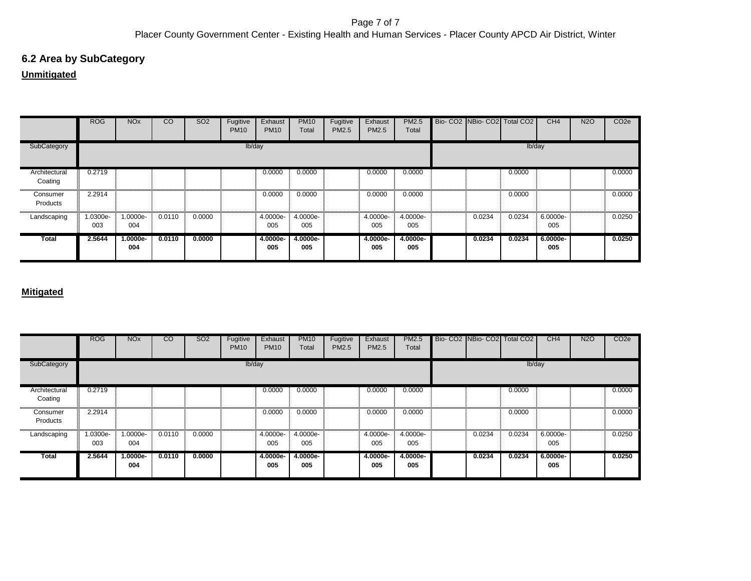## 6.2 Area by SubCategory

**Unmitigated**

| | ROG | NOx | CO | SO2 | Fugitive PM10 | Exhaust PM10 | PM10 Total | Fugitive PM2.5 | Exhaust PM2.5 | PM2.5 Total | Bio- CO2 | NBio- CO2 | Total CO2 | CH4 | N2O | CO2e |
|---|---|---|---|---|---|---|---|---|---|---|---|---|---|---|---|---|
| SubCategory | lb/day | | | | | | | | | | lb/day | | | | | |
| Architectural Coating | 0.2719 | | | | | 0.0000 | 0.0000 | | 0.0000 | 0.0000 | | | 0.0000 | | | 0.0000 |
| Consumer Products | 2.2914 | | | | | 0.0000 | 0.0000 | | 0.0000 | 0.0000 | | | 0.0000 | | | 0.0000 |
| Landscaping | 1.0300e-003 | 1.0000e-004 | 0.0110 | 0.0000 | | 4.0000e-005 | 4.0000e-005 | | 4.0000e-005 | 4.0000e-005 | | 0.0234 | 0.0234 | 6.0000e-005 | | 0.0250 |
| **Total** | **2.5644** | **1.0000e-004** | **0.0110** | **0.0000** | | **4.0000e-005** | **4.0000e-005** | | **4.0000e-005** | **4.0000e-005** | | **0.0234** | **0.0234** | **6.0000e-005** | | **0.0250** |

**Mitigated**

| | ROG | NOx | CO | SO2 | Fugitive PM10 | Exhaust PM10 | PM10 Total | Fugitive PM2.5 | Exhaust PM2.5 | PM2.5 Total | Bio- CO2 | NBio- CO2 | Total CO2 | CH4 | N2O | CO2e |
|---|---|---|---|---|---|---|---|---|---|---|---|---|---|---|---|---|
| SubCategory | lb/day | | | | | | | | | | lb/day | | | | | |
| Architectural Coating | 0.2719 | | | | | 0.0000 | 0.0000 | | 0.0000 | 0.0000 | | | 0.0000 | | | 0.0000 |
| Consumer Products | 2.2914 | | | | | 0.0000 | 0.0000 | | 0.0000 | 0.0000 | | | 0.0000 | | | 0.0000 |
| Landscaping | 1.0300e-003 | 1.0000e-004 | 0.0110 | 0.0000 | | 4.0000e-005 | 4.0000e-005 | | 4.0000e-005 | 4.0000e-005 | | 0.0234 | 0.0234 | 6.0000e-005 | | 0.0250 |
| **Total** | **2.5644** | **1.0000e-004** | **0.0110** | **0.0000** | | **4.0000e-005** | **4.0000e-005** | | **4.0000e-005** | **4.0000e-005** | | **0.0234** | **0.0234** | **6.0000e-005** | | **0.0250** |